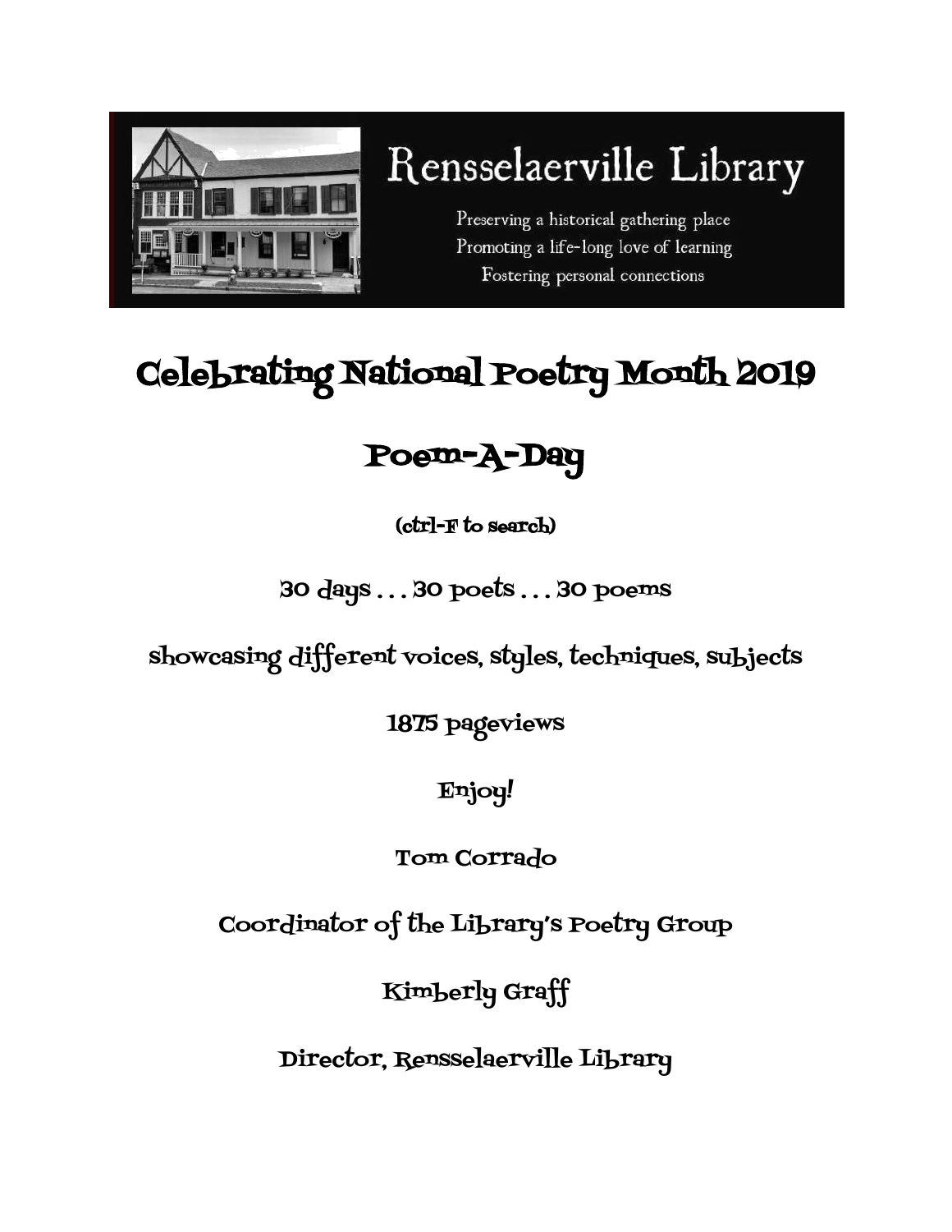# Rensselaerville Library

Preserving a historical gathering place
Promoting a life-long love of learning
Fostering personal connections

# Celebrating National Poetry Month 2019

## Poem-A-Day

(ctrl-F to search)

30 days . . . 30 poets . . . 30 poems

showcasing different voices, styles, techniques, subjects

1875 pageviews

Enjoy!

Tom Corrado

Coordinator of the Library's Poetry Group

Kimberly Graff

Director, Rensselaerville Library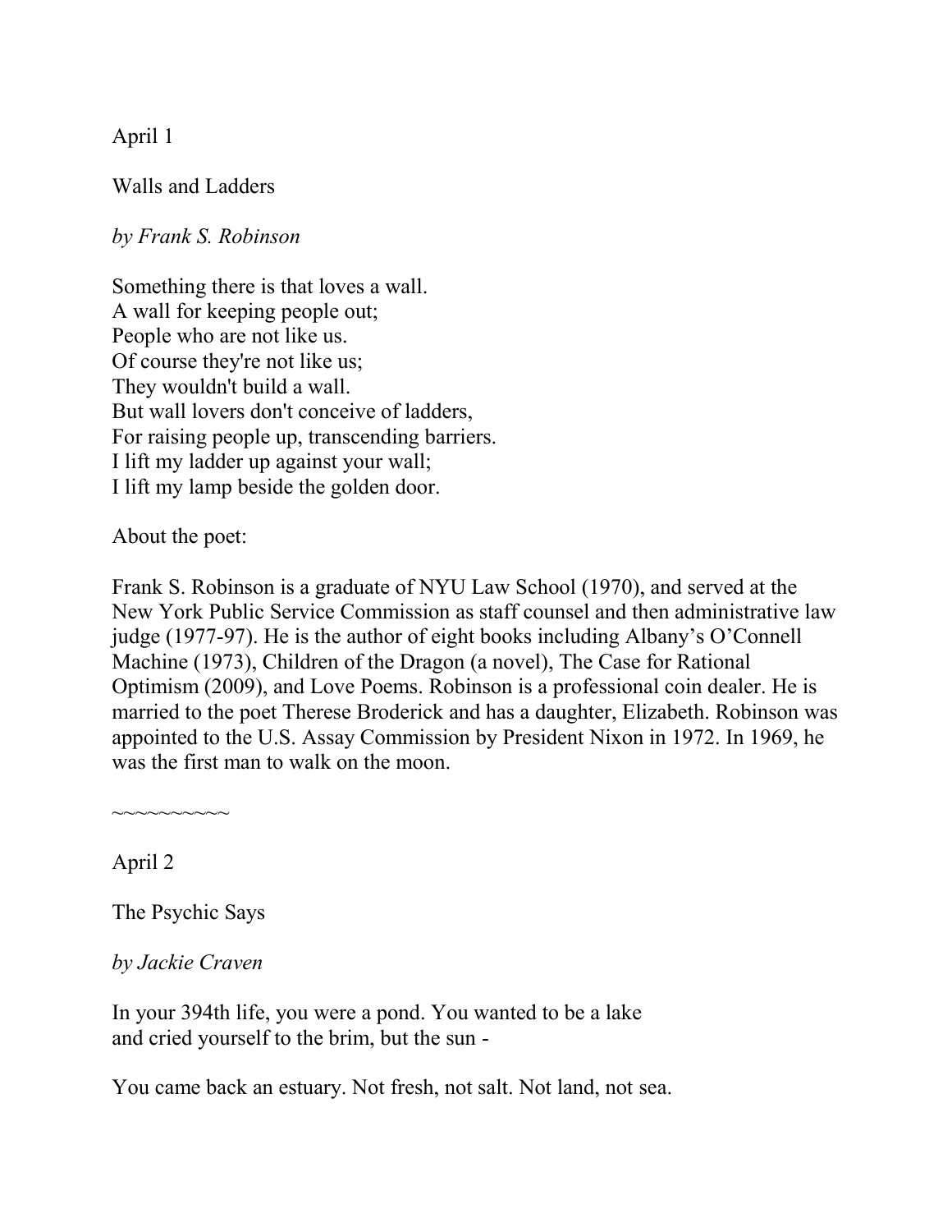April 1

Walls and Ladders

*by Frank S. Robinson*

Something there is that loves a wall.  
A wall for keeping people out;  
People who are not like us.  
Of course they're not like us;  
They wouldn't build a wall.  
But wall lovers don't conceive of ladders,  
For raising people up, transcending barriers.  
I lift my ladder up against your wall;  
I lift my lamp beside the golden door.

About the poet:

Frank S. Robinson is a graduate of NYU Law School (1970), and served at the New York Public Service Commission as staff counsel and then administrative law judge (1977-97). He is the author of eight books including Albany's O'Connell Machine (1973), Children of the Dragon (a novel), The Case for Rational Optimism (2009), and Love Poems. Robinson is a professional coin dealer. He is married to the poet Therese Broderick and has a daughter, Elizabeth. Robinson was appointed to the U.S. Assay Commission by President Nixon in 1972. In 1969, he was the first man to walk on the moon.

~~~~~~~~~~

April 2

The Psychic Says

*by Jackie Craven*

In your 394th life, you were a pond. You wanted to be a lake  
and cried yourself to the brim, but the sun -

You came back an estuary. Not fresh, not salt. Not land, not sea.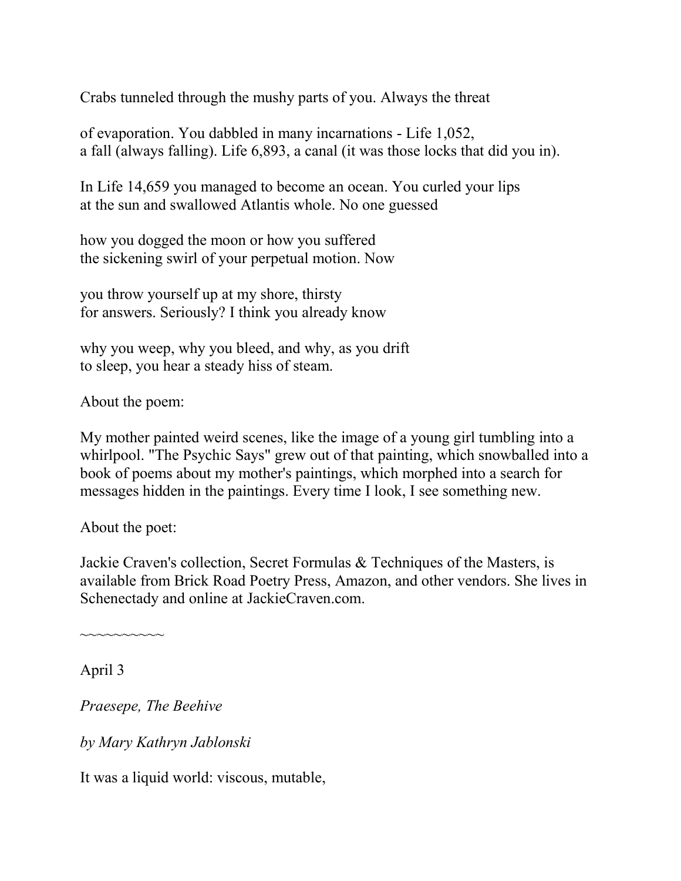Crabs tunneled through the mushy parts of you. Always the threat

of evaporation. You dabbled in many incarnations - Life 1,052,
a fall (always falling). Life 6,893, a canal (it was those locks that did you in).

In Life 14,659 you managed to become an ocean. You curled your lips
at the sun and swallowed Atlantis whole. No one guessed

how you dogged the moon or how you suffered
the sickening swirl of your perpetual motion. Now

you throw yourself up at my shore, thirsty
for answers. Seriously? I think you already know

why you weep, why you bleed, and why, as you drift
to sleep, you hear a steady hiss of steam.

About the poem:

My mother painted weird scenes, like the image of a young girl tumbling into a whirlpool. "The Psychic Says" grew out of that painting, which snowballed into a book of poems about my mother's paintings, which morphed into a search for messages hidden in the paintings. Every time I look, I see something new.

About the poet:

Jackie Craven's collection, Secret Formulas & Techniques of the Masters, is available from Brick Road Poetry Press, Amazon, and other vendors. She lives in Schenectady and online at JackieCraven.com.

~~~~~~~~~~

April 3

*Praesepe, The Beehive*

*by Mary Kathryn Jablonski*

It was a liquid world: viscous, mutable,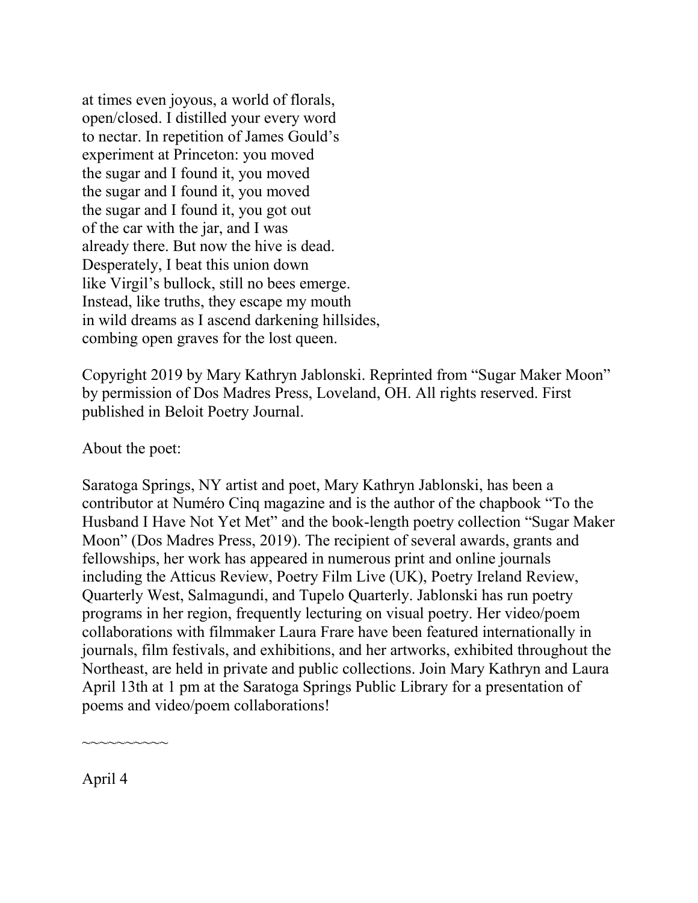at times even joyous, a world of florals,  
open/closed. I distilled your every word  
to nectar. In repetition of James Gould's  
experiment at Princeton: you moved  
the sugar and I found it, you moved  
the sugar and I found it, you moved  
the sugar and I found it, you got out  
of the car with the jar, and I was  
already there. But now the hive is dead.  
Desperately, I beat this union down  
like Virgil's bullock, still no bees emerge.  
Instead, like truths, they escape my mouth  
in wild dreams as I ascend darkening hillsides,  
combing open graves for the lost queen.

Copyright 2019 by Mary Kathryn Jablonski. Reprinted from "Sugar Maker Moon" by permission of Dos Madres Press, Loveland, OH. All rights reserved. First published in Beloit Poetry Journal.

About the poet:

Saratoga Springs, NY artist and poet, Mary Kathryn Jablonski, has been a contributor at Numéro Cinq magazine and is the author of the chapbook "To the Husband I Have Not Yet Met" and the book-length poetry collection "Sugar Maker Moon" (Dos Madres Press, 2019). The recipient of several awards, grants and fellowships, her work has appeared in numerous print and online journals including the Atticus Review, Poetry Film Live (UK), Poetry Ireland Review, Quarterly West, Salmagundi, and Tupelo Quarterly. Jablonski has run poetry programs in her region, frequently lecturing on visual poetry. Her video/poem collaborations with filmmaker Laura Frare have been featured internationally in journals, film festivals, and exhibitions, and her artworks, exhibited throughout the Northeast, are held in private and public collections. Join Mary Kathryn and Laura April 13th at 1 pm at the Saratoga Springs Public Library for a presentation of poems and video/poem collaborations!

~~~~~~~~~~

April 4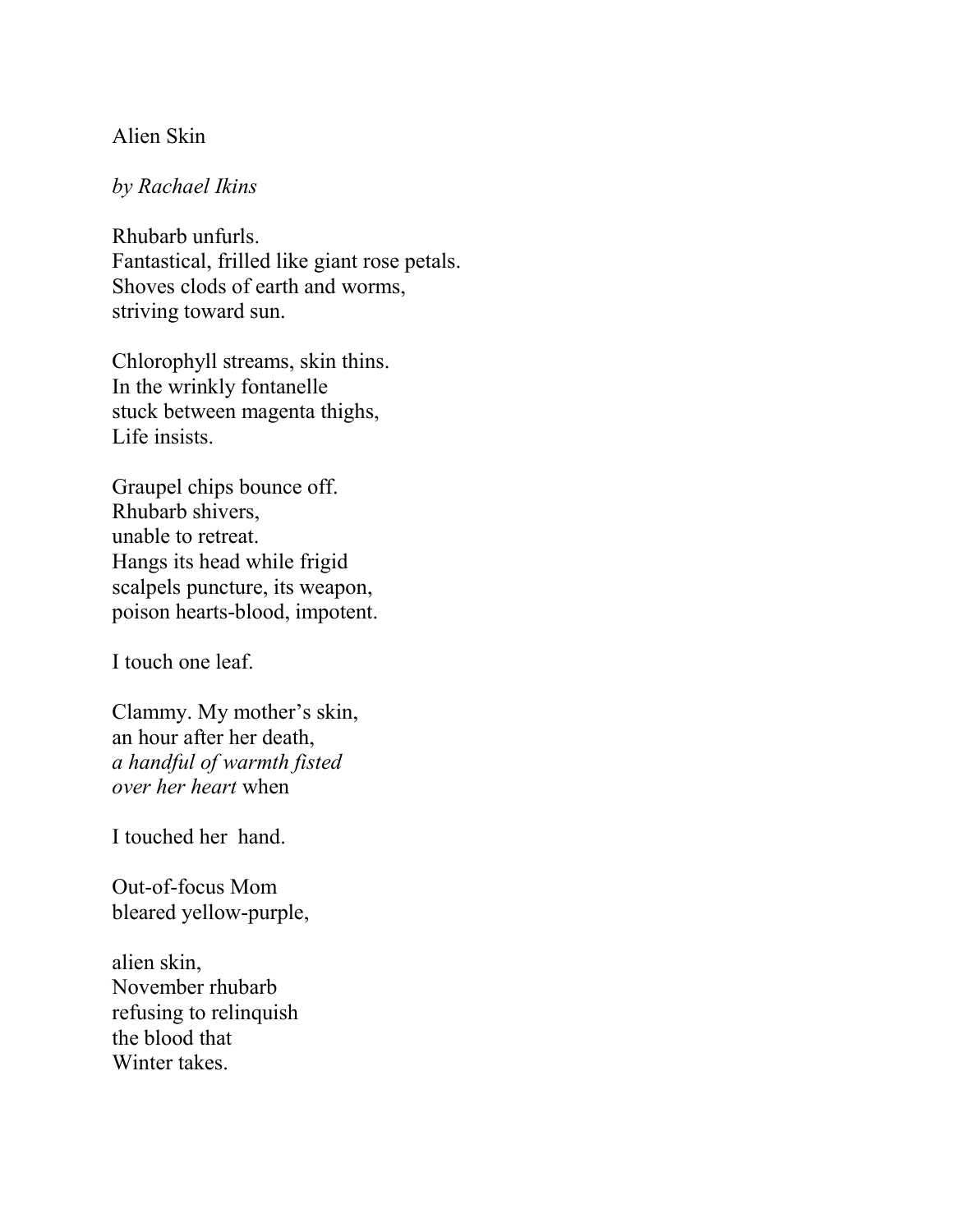Alien Skin

*by Rachael Ikins*

Rhubarb unfurls.  
Fantastical, frilled like giant rose petals.  
Shoves clods of earth and worms,  
striving toward sun.

Chlorophyll streams, skin thins.  
In the wrinkly fontanelle  
stuck between magenta thighs,  
Life insists.

Graupel chips bounce off.  
Rhubarb shivers,  
unable to retreat.  
Hangs its head while frigid  
scalpels puncture, its weapon,  
poison hearts-blood, impotent.

I touch one leaf.

Clammy. My mother's skin,  
an hour after her death,  
*a handful of warmth fisted*  
*over her heart* when

I touched her hand.

Out-of-focus Mom  
bleared yellow-purple,

alien skin,  
November rhubarb  
refusing to relinquish  
the blood that  
Winter takes.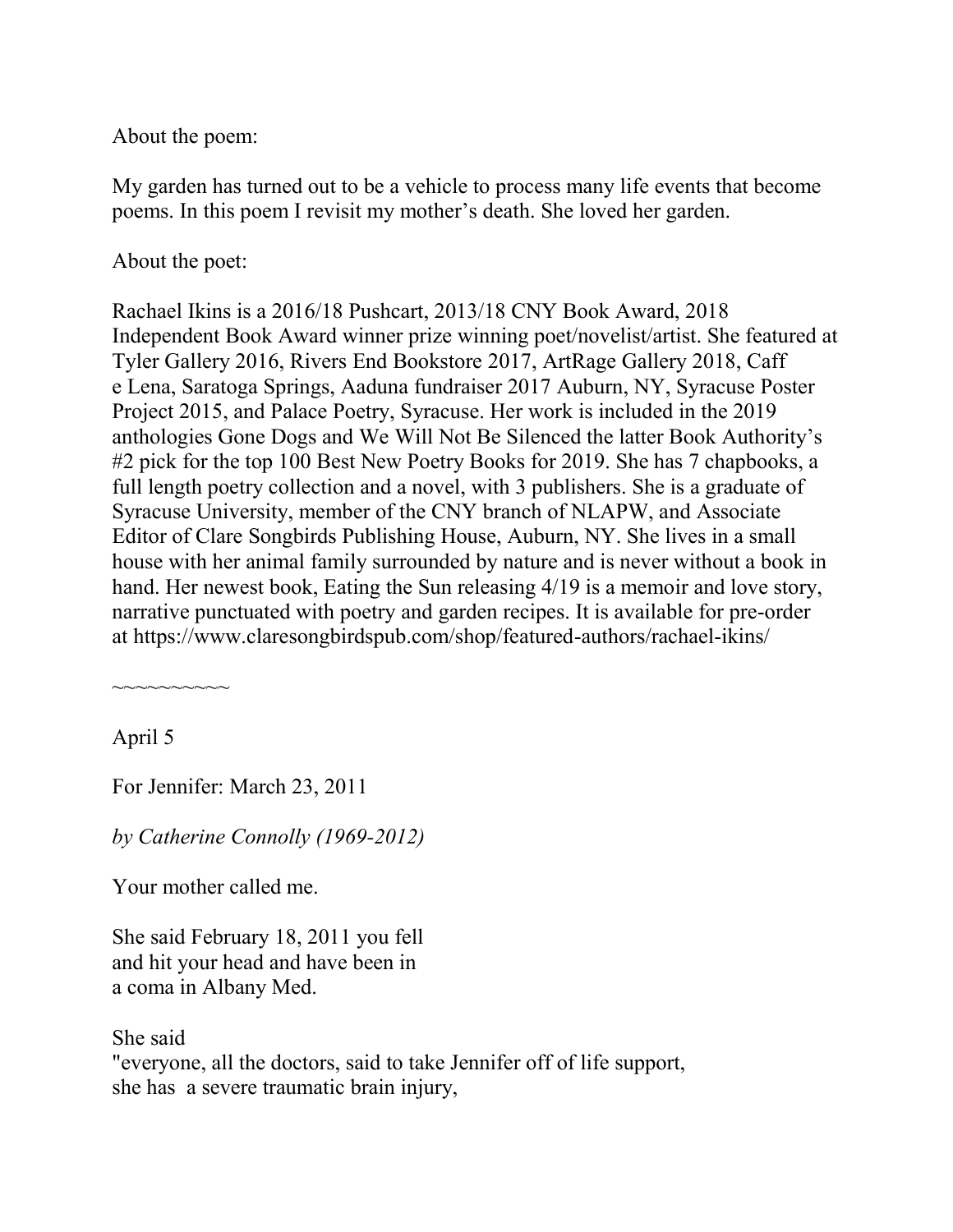About the poem:

My garden has turned out to be a vehicle to process many life events that become poems. In this poem I revisit my mother's death. She loved her garden.

About the poet:

Rachael Ikins is a 2016/18 Pushcart, 2013/18 CNY Book Award, 2018 Independent Book Award winner prize winning poet/novelist/artist. She featured at Tyler Gallery 2016, Rivers End Bookstore 2017, ArtRage Gallery 2018, Caff e Lena, Saratoga Springs, Aaduna fundraiser 2017 Auburn, NY, Syracuse Poster Project 2015, and Palace Poetry, Syracuse. Her work is included in the 2019 anthologies Gone Dogs and We Will Not Be Silenced the latter Book Authority's #2 pick for the top 100 Best New Poetry Books for 2019. She has 7 chapbooks, a full length poetry collection and a novel, with 3 publishers. She is a graduate of Syracuse University, member of the CNY branch of NLAPW, and Associate Editor of Clare Songbirds Publishing House, Auburn, NY. She lives in a small house with her animal family surrounded by nature and is never without a book in hand. Her newest book, Eating the Sun releasing 4/19 is a memoir and love story, narrative punctuated with poetry and garden recipes. It is available for pre-order at https://www.claresongbirdspub.com/shop/featured-authors/rachael-ikins/

~~~~~~~~~~

April 5

For Jennifer: March 23, 2011

*by Catherine Connolly (1969-2012)*

Your mother called me.

She said February 18, 2011 you fell
and hit your head and have been in
a coma in Albany Med.

She said
"everyone, all the doctors, said to take Jennifer off of life support,
she has a severe traumatic brain injury,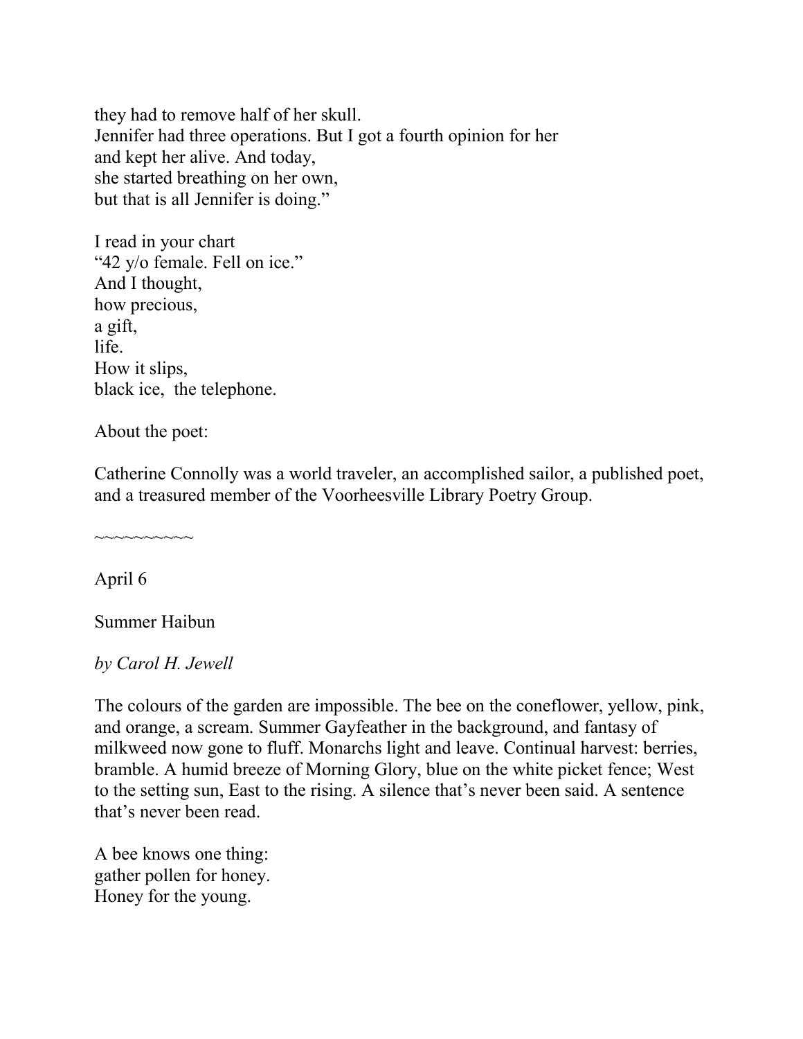they had to remove half of her skull.  
Jennifer had three operations. But I got a fourth opinion for her  
and kept her alive. And today,  
she started breathing on her own,  
but that is all Jennifer is doing."

I read in your chart  
"42 y/o female. Fell on ice."  
And I thought,  
how precious,  
a gift,  
life.  
How it slips,  
black ice,  the telephone.

About the poet:

Catherine Connolly was a world traveler, an accomplished sailor, a published poet, and a treasured member of the Voorheesville Library Poetry Group.

~~~~~~~~~~

April 6

Summer Haibun

*by Carol H. Jewell*

The colours of the garden are impossible. The bee on the coneflower, yellow, pink, and orange, a scream. Summer Gayfeather in the background, and fantasy of milkweed now gone to fluff. Monarchs light and leave. Continual harvest: berries, bramble. A humid breeze of Morning Glory, blue on the white picket fence; West to the setting sun, East to the rising. A silence that's never been said. A sentence that's never been read.

A bee knows one thing:  
gather pollen for honey.  
Honey for the young.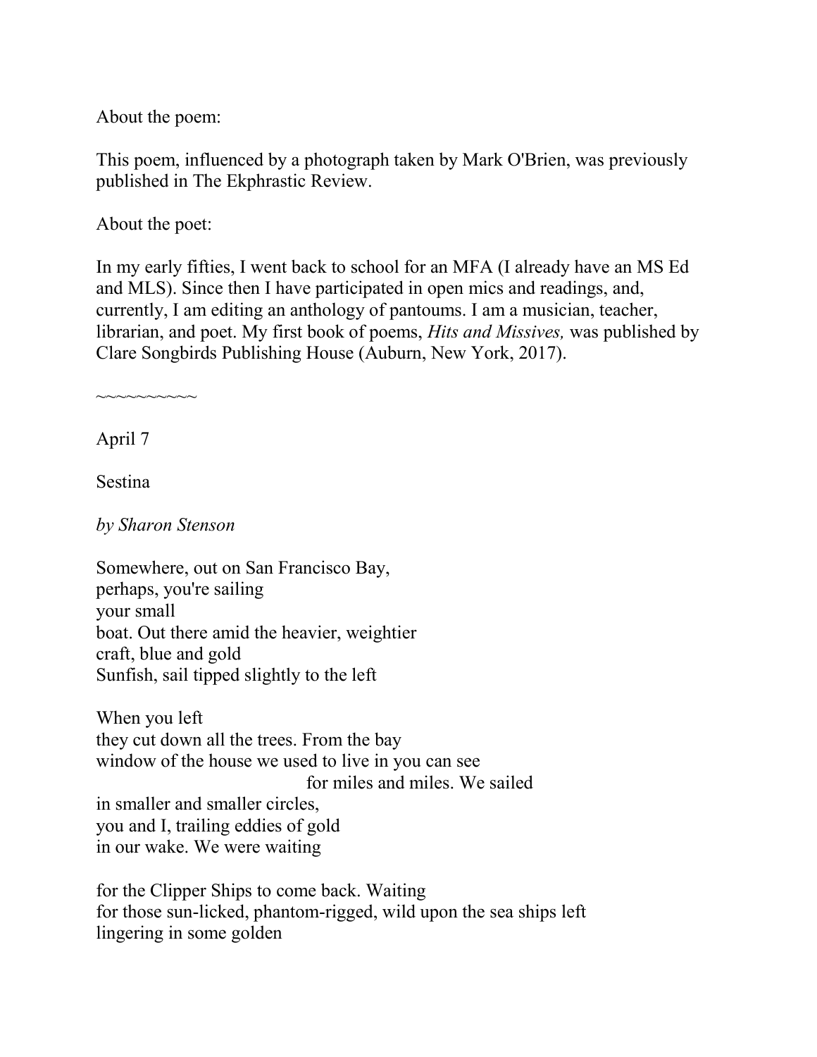About the poem:

This poem, influenced by a photograph taken by Mark O'Brien, was previously published in The Ekphrastic Review.

About the poet:

In my early fifties, I went back to school for an MFA (I already have an MS Ed and MLS). Since then I have participated in open mics and readings, and, currently, I am editing an anthology of pantoums. I am a musician, teacher, librarian, and poet. My first book of poems, *Hits and Missives,* was published by Clare Songbirds Publishing House (Auburn, New York, 2017).

~~~~~~~~~~

April 7

Sestina

*by Sharon Stenson*

Somewhere, out on San Francisco Bay,  
perhaps, you're sailing  
your small  
boat. Out there amid the heavier, weightier  
craft, blue and gold  
Sunfish, sail tipped slightly to the left

When you left  
they cut down all the trees. From the bay  
window of the house we used to live in you can see  
                                        for miles and miles. We sailed  
in smaller and smaller circles,  
you and I, trailing eddies of gold  
in our wake. We were waiting

for the Clipper Ships to come back. Waiting  
for those sun-licked, phantom-rigged, wild upon the sea ships left  
lingering in some golden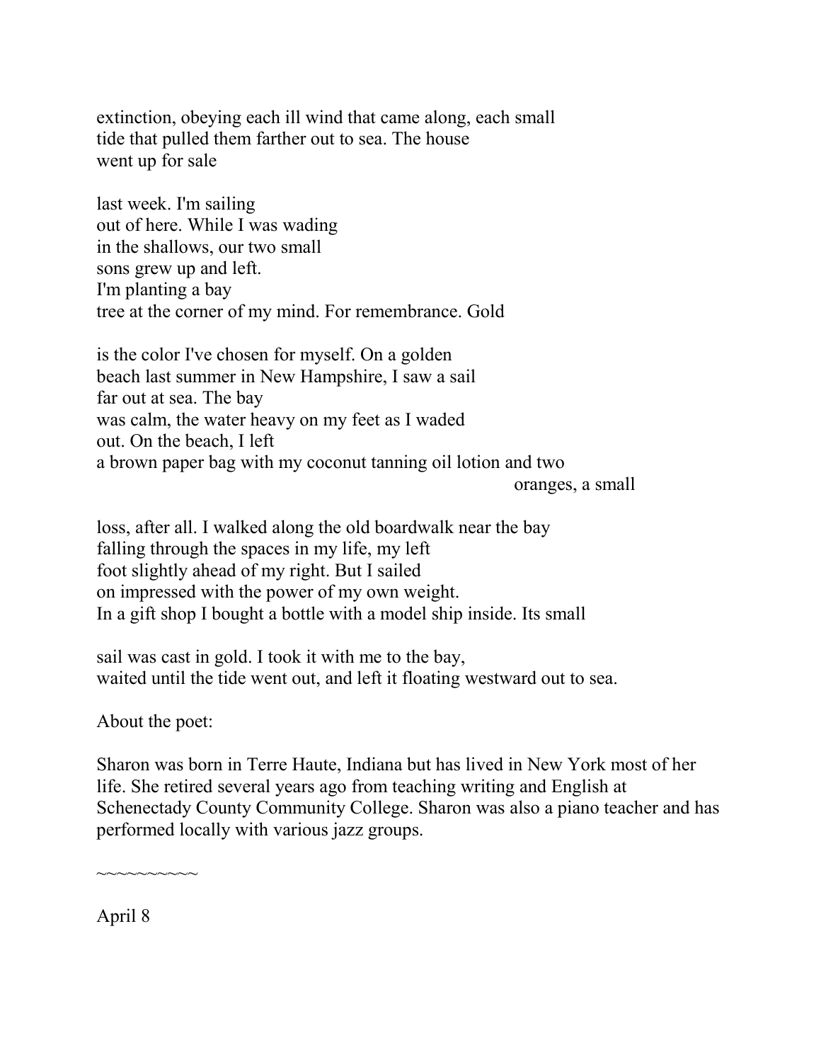extinction, obeying each ill wind that came along, each small
tide that pulled them farther out to sea. The house
went up for sale

last week. I'm sailing
out of here. While I was wading
in the shallows, our two small
sons grew up and left.
I'm planting a bay
tree at the corner of my mind. For remembrance. Gold

is the color I've chosen for myself. On a golden
beach last summer in New Hampshire, I saw a sail
far out at sea. The bay
was calm, the water heavy on my feet as I waded
out. On the beach, I left
a brown paper bag with my coconut tanning oil lotion and two
oranges, a small

loss, after all. I walked along the old boardwalk near the bay
falling through the spaces in my life, my left
foot slightly ahead of my right. But I sailed
on impressed with the power of my own weight.
In a gift shop I bought a bottle with a model ship inside. Its small

sail was cast in gold. I took it with me to the bay,
waited until the tide went out, and left it floating westward out to sea.

About the poet:

Sharon was born in Terre Haute, Indiana but has lived in New York most of her life. She retired several years ago from teaching writing and English at Schenectady County Community College. Sharon was also a piano teacher and has performed locally with various jazz groups.

~~~~~~~~~~

April 8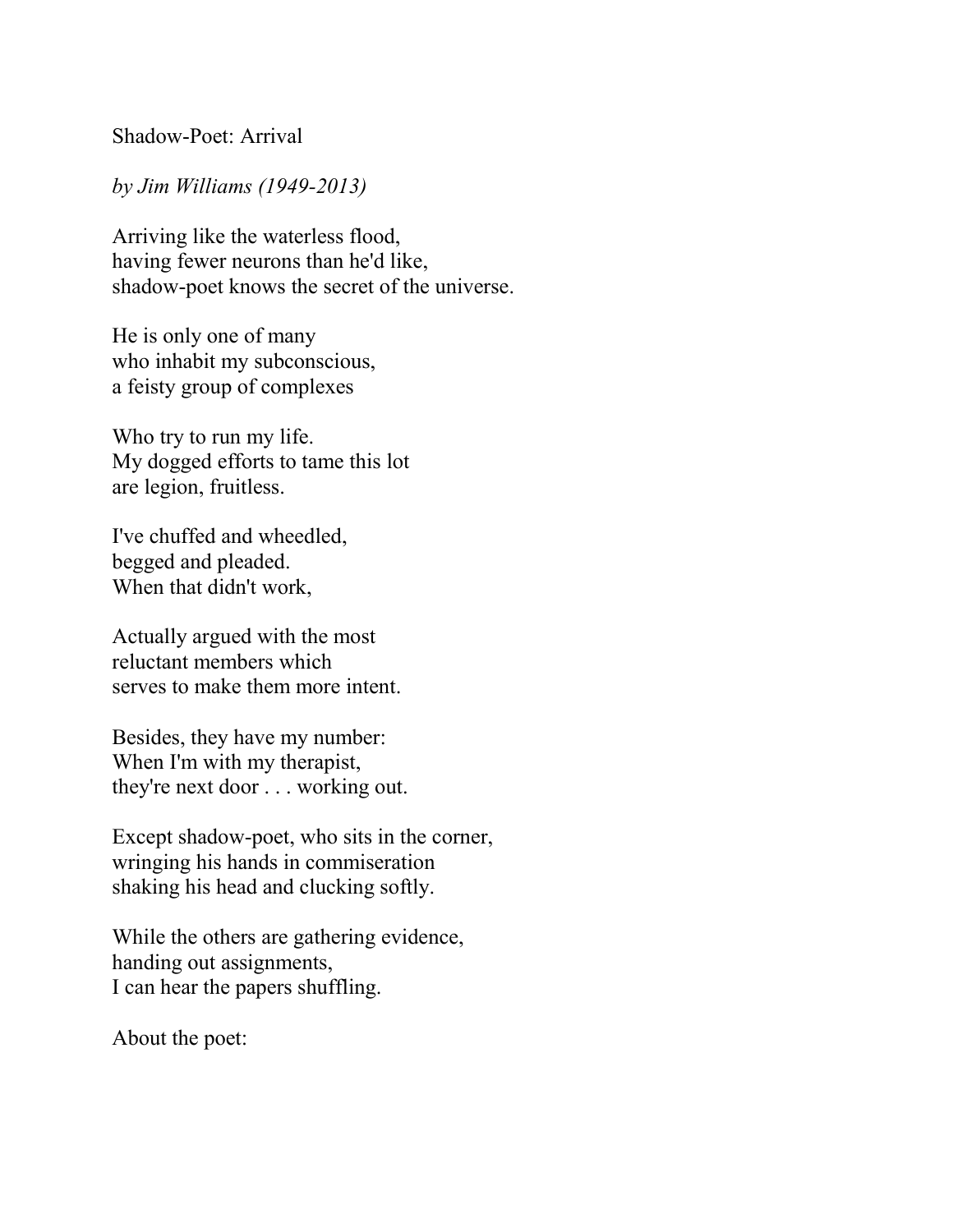# Shadow-Poet: Arrival

*by Jim Williams (1949-2013)*

Arriving like the waterless flood,  
having fewer neurons than he'd like,  
shadow-poet knows the secret of the universe.

He is only one of many  
who inhabit my subconscious,  
a feisty group of complexes

Who try to run my life.  
My dogged efforts to tame this lot  
are legion, fruitless.

I've chuffed and wheedled,  
begged and pleaded.  
When that didn't work,

Actually argued with the most  
reluctant members which  
serves to make them more intent.

Besides, they have my number:  
When I'm with my therapist,  
they're next door . . . working out.

Except shadow-poet, who sits in the corner,  
wringing his hands in commiseration  
shaking his head and clucking softly.

While the others are gathering evidence,  
handing out assignments,  
I can hear the papers shuffling.

About the poet: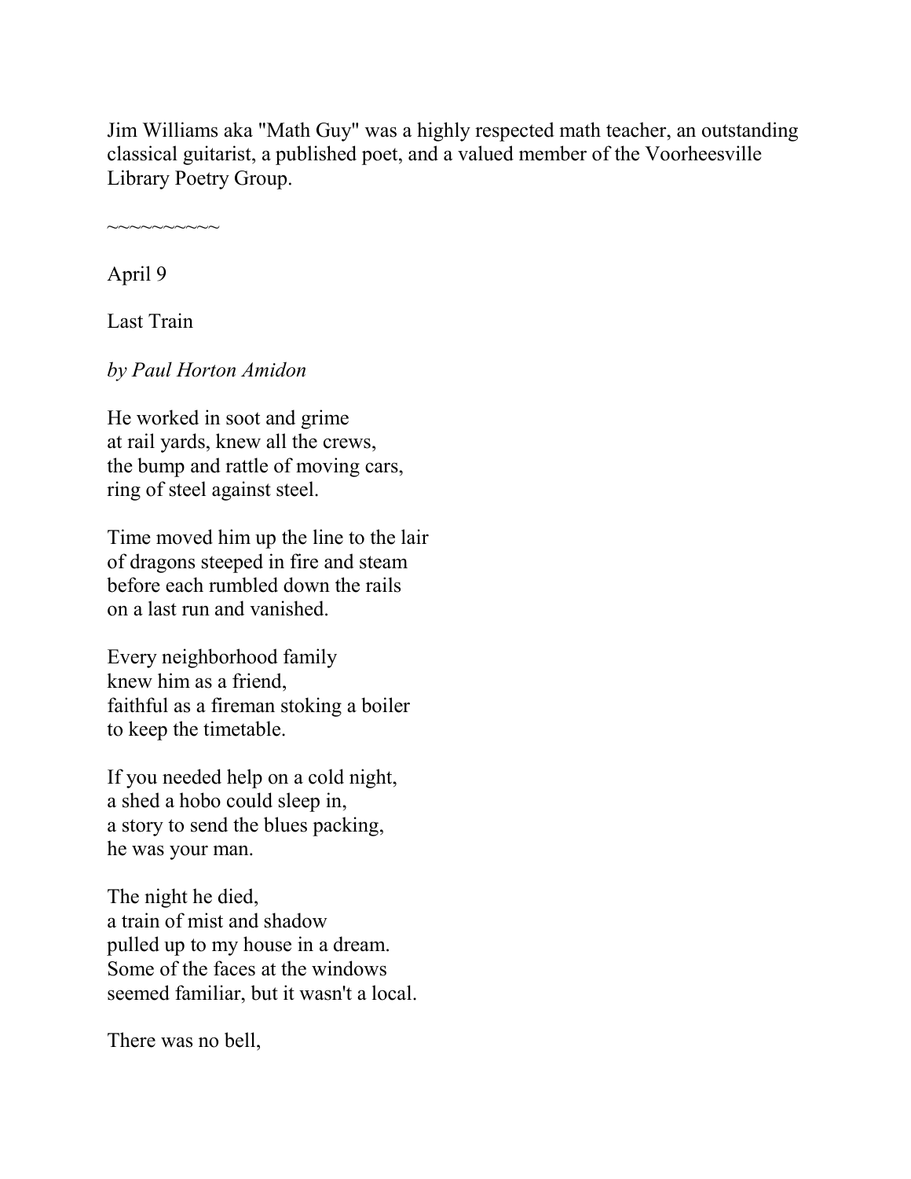Jim Williams aka "Math Guy" was a highly respected math teacher, an outstanding classical guitarist, a published poet, and a valued member of the Voorheesville Library Poetry Group.

~~~~~~~~~~

April 9

Last Train

*by Paul Horton Amidon*

He worked in soot and grime  
at rail yards, knew all the crews,  
the bump and rattle of moving cars,  
ring of steel against steel.

Time moved him up the line to the lair  
of dragons steeped in fire and steam  
before each rumbled down the rails  
on a last run and vanished.

Every neighborhood family  
knew him as a friend,  
faithful as a fireman stoking a boiler  
to keep the timetable.

If you needed help on a cold night,  
a shed a hobo could sleep in,  
a story to send the blues packing,  
he was your man.

The night he died,  
a train of mist and shadow  
pulled up to my house in a dream.  
Some of the faces at the windows  
seemed familiar, but it wasn't a local.

There was no bell,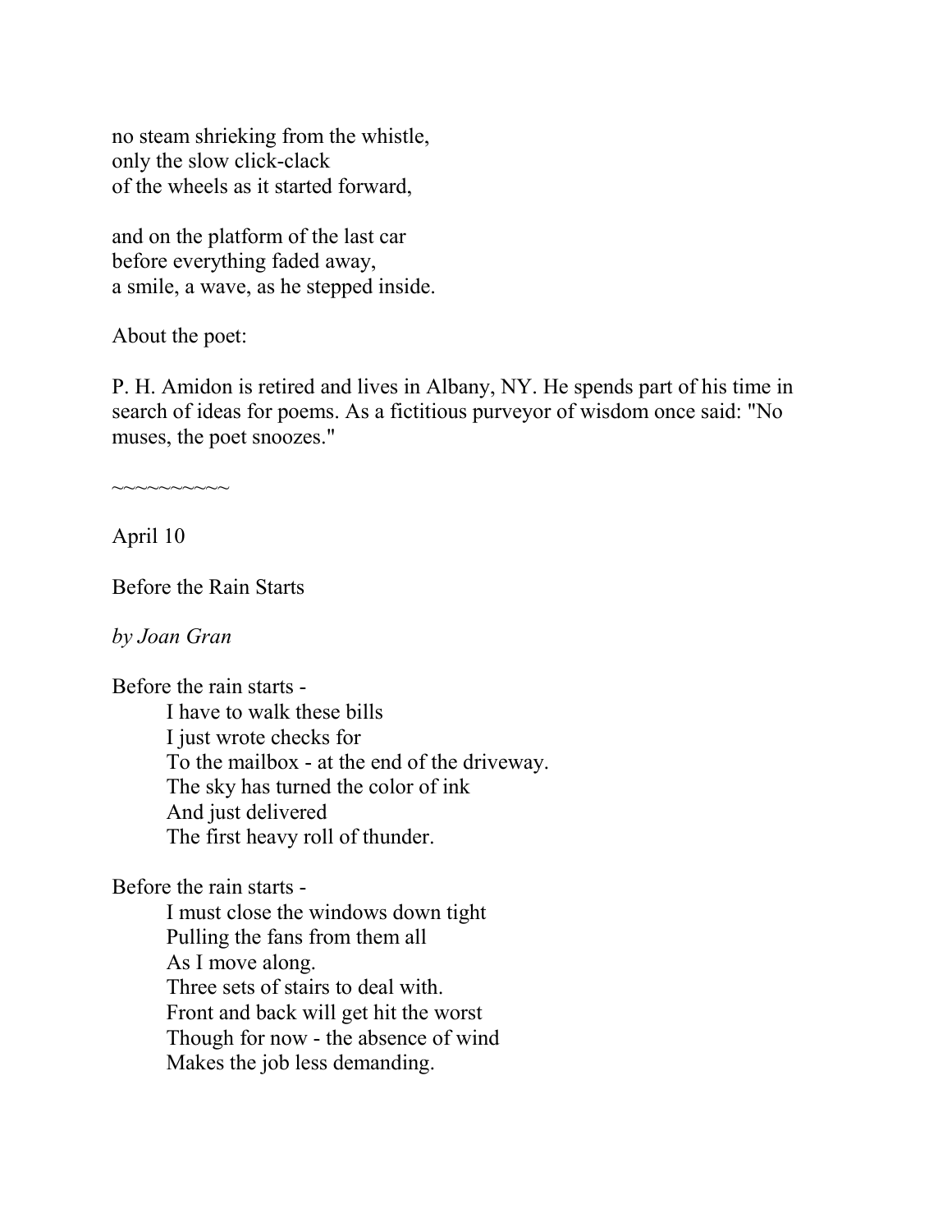no steam shrieking from the whistle,
only the slow click-clack
of the wheels as it started forward,

and on the platform of the last car
before everything faded away,
a smile, a wave, as he stepped inside.

About the poet:

P. H. Amidon is retired and lives in Albany, NY. He spends part of his time in search of ideas for poems. As a fictitious purveyor of wisdom once said: "No muses, the poet snoozes."

~~~~~~~~~~

April 10

## Before the Rain Starts

*by Joan Gran*

Before the rain starts -
    I have to walk these bills
    I just wrote checks for
    To the mailbox - at the end of the driveway.
    The sky has turned the color of ink
    And just delivered
    The first heavy roll of thunder.

Before the rain starts -
    I must close the windows down tight
    Pulling the fans from them all
    As I move along.
    Three sets of stairs to deal with.
    Front and back will get hit the worst
    Though for now - the absence of wind
    Makes the job less demanding.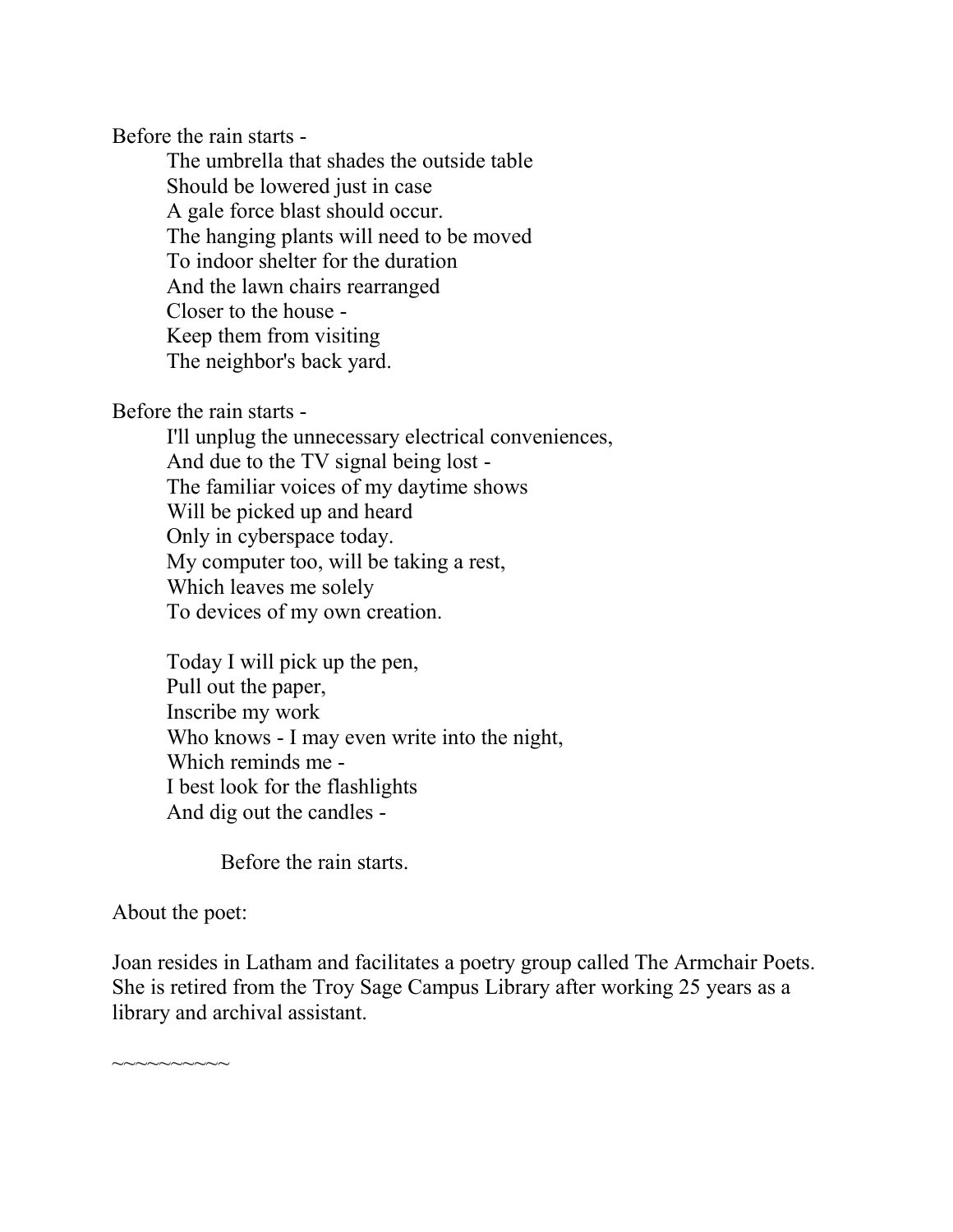Before the rain starts -

The umbrella that shades the outside table  
Should be lowered just in case  
A gale force blast should occur.  
The hanging plants will need to be moved  
To indoor shelter for the duration  
And the lawn chairs rearranged  
Closer to the house -  
Keep them from visiting  
The neighbor's back yard.

Before the rain starts -

I'll unplug the unnecessary electrical conveniences,  
And due to the TV signal being lost -  
The familiar voices of my daytime shows  
Will be picked up and heard  
Only in cyberspace today.  
My computer too, will be taking a rest,  
Which leaves me solely  
To devices of my own creation.

Today I will pick up the pen,  
Pull out the paper,  
Inscribe my work  
Who knows - I may even write into the night,  
Which reminds me -  
I best look for the flashlights  
And dig out the candles -

Before the rain starts.

About the poet:

Joan resides in Latham and facilitates a poetry group called The Armchair Poets. She is retired from the Troy Sage Campus Library after working 25 years as a library and archival assistant.

~~~~~~~~~~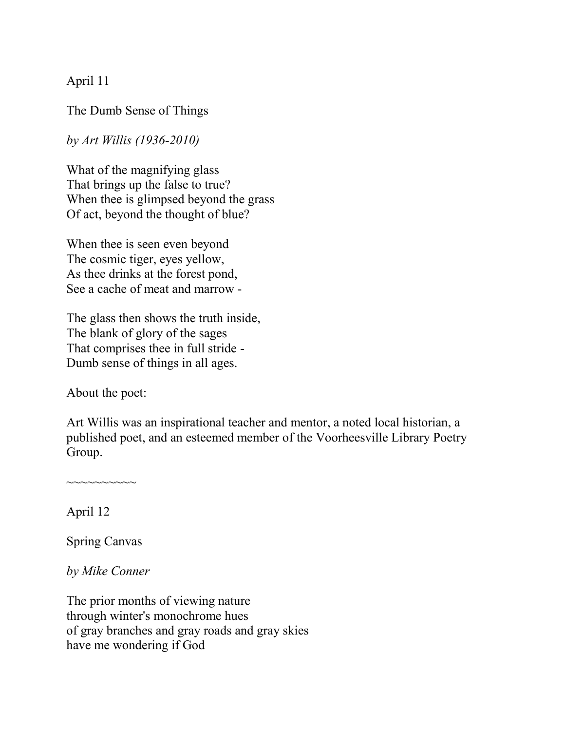April 11

## The Dumb Sense of Things

*by Art Willis (1936-2010)*

What of the magnifying glass  
That brings up the false to true?  
When thee is glimpsed beyond the grass  
Of act, beyond the thought of blue?

When thee is seen even beyond  
The cosmic tiger, eyes yellow,  
As thee drinks at the forest pond,  
See a cache of meat and marrow -

The glass then shows the truth inside,  
The blank of glory of the sages  
That comprises thee in full stride -  
Dumb sense of things in all ages.

About the poet:

Art Willis was an inspirational teacher and mentor, a noted local historian, a published poet, and an esteemed member of the Voorheesville Library Poetry Group.

~~~~~~~~~~

April 12

## Spring Canvas

*by Mike Conner*

The prior months of viewing nature  
through winter's monochrome hues  
of gray branches and gray roads and gray skies  
have me wondering if God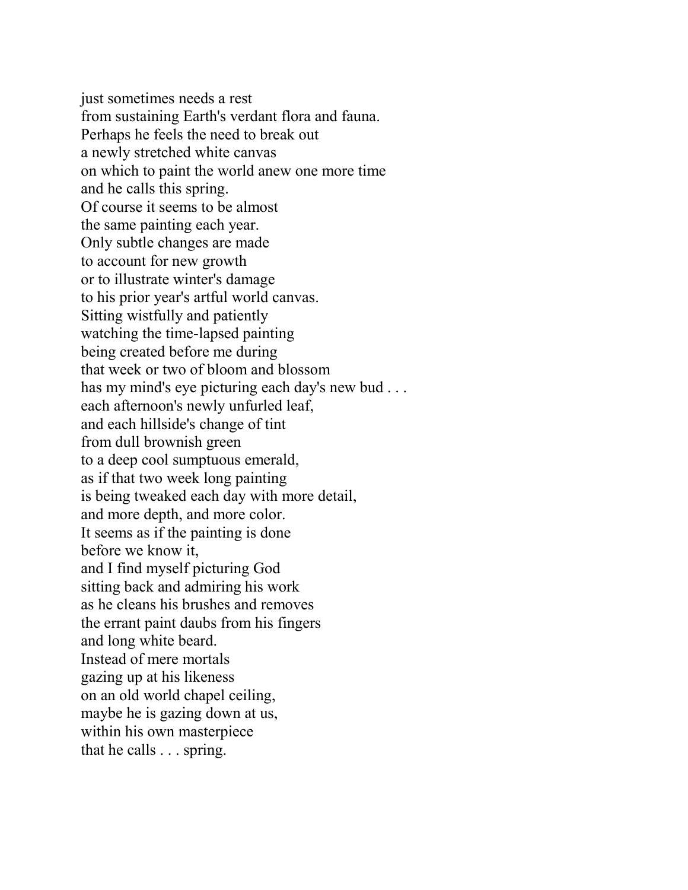just sometimes needs a rest  
from sustaining Earth's verdant flora and fauna.  
Perhaps he feels the need to break out  
a newly stretched white canvas  
on which to paint the world anew one more time  
and he calls this spring.  
Of course it seems to be almost  
the same painting each year.  
Only subtle changes are made  
to account for new growth  
or to illustrate winter's damage  
to his prior year's artful world canvas.  
Sitting wistfully and patiently  
watching the time-lapsed painting  
being created before me during  
that week or two of bloom and blossom  
has my mind's eye picturing each day's new bud . . .  
each afternoon's newly unfurled leaf,  
and each hillside's change of tint  
from dull brownish green  
to a deep cool sumptuous emerald,  
as if that two week long painting  
is being tweaked each day with more detail,  
and more depth, and more color.  
It seems as if the painting is done  
before we know it,  
and I find myself picturing God  
sitting back and admiring his work  
as he cleans his brushes and removes  
the errant paint daubs from his fingers  
and long white beard.  
Instead of mere mortals  
gazing up at his likeness  
on an old world chapel ceiling,  
maybe he is gazing down at us,  
within his own masterpiece  
that he calls . . . spring.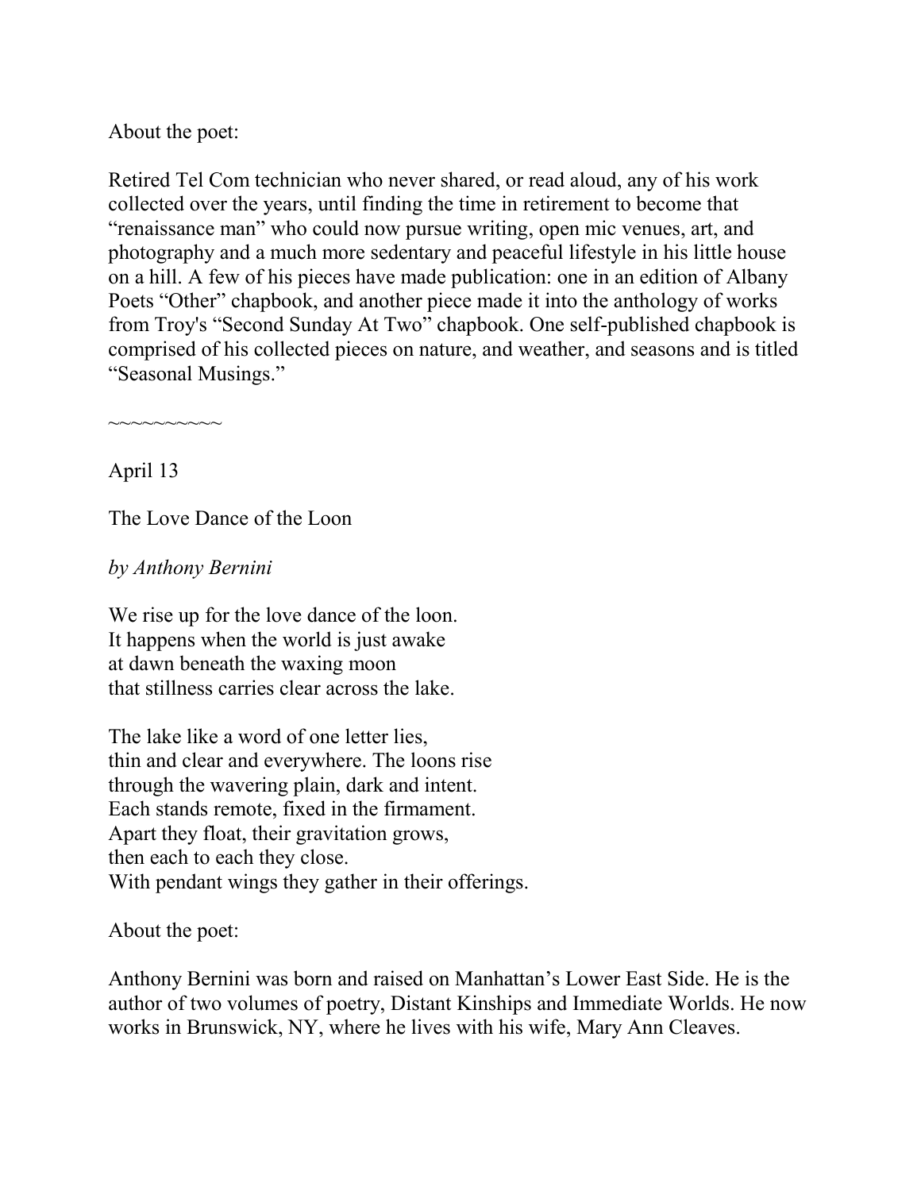About the poet:

Retired Tel Com technician who never shared, or read aloud, any of his work collected over the years, until finding the time in retirement to become that "renaissance man" who could now pursue writing, open mic venues, art, and photography and a much more sedentary and peaceful lifestyle in his little house on a hill. A few of his pieces have made publication: one in an edition of Albany Poets "Other" chapbook, and another piece made it into the anthology of works from Troy's "Second Sunday At Two" chapbook. One self-published chapbook is comprised of his collected pieces on nature, and weather, and seasons and is titled "Seasonal Musings."

~~~~~~~~~~~

April 13

The Love Dance of the Loon

*by Anthony Bernini*

We rise up for the love dance of the loon.
It happens when the world is just awake
at dawn beneath the waxing moon
that stillness carries clear across the lake.

The lake like a word of one letter lies,
thin and clear and everywhere. The loons rise
through the wavering plain, dark and intent.
Each stands remote, fixed in the firmament.
Apart they float, their gravitation grows,
then each to each they close.
With pendant wings they gather in their offerings.

About the poet:

Anthony Bernini was born and raised on Manhattan's Lower East Side. He is the author of two volumes of poetry, Distant Kinships and Immediate Worlds. He now works in Brunswick, NY, where he lives with his wife, Mary Ann Cleaves.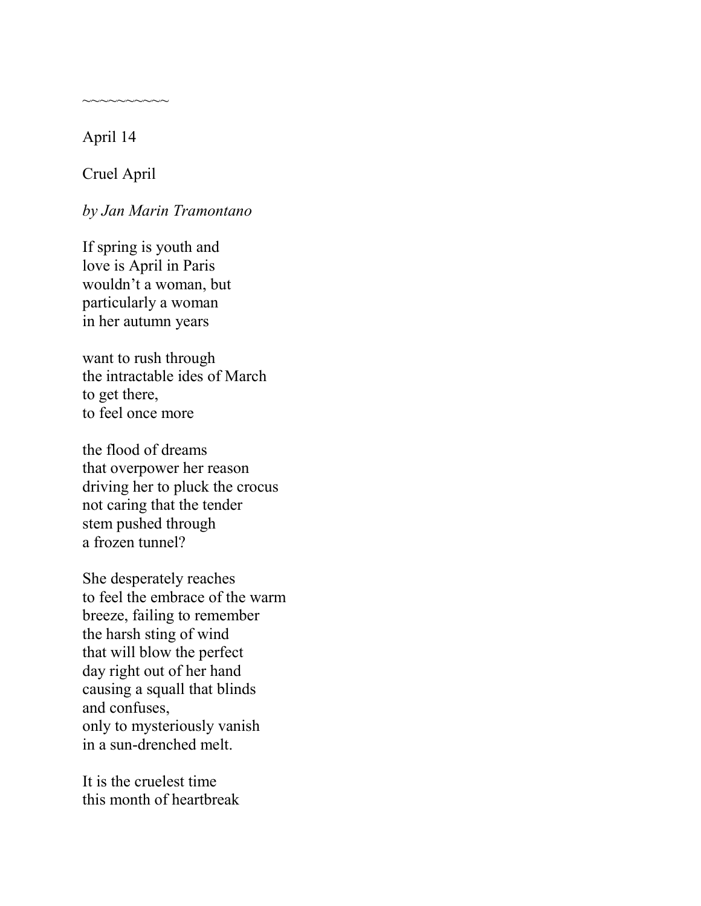~~~~~~~~~~

April 14

Cruel April

*by Jan Marin Tramontano*

If spring is youth and
love is April in Paris
wouldn't a woman, but
particularly a woman
in her autumn years

want to rush through
the intractable ides of March
to get there,
to feel once more

the flood of dreams
that overpower her reason
driving her to pluck the crocus
not caring that the tender
stem pushed through
a frozen tunnel?

She desperately reaches
to feel the embrace of the warm
breeze, failing to remember
the harsh sting of wind
that will blow the perfect
day right out of her hand
causing a squall that blinds
and confuses,
only to mysteriously vanish
in a sun-drenched melt.

It is the cruelest time
this month of heartbreak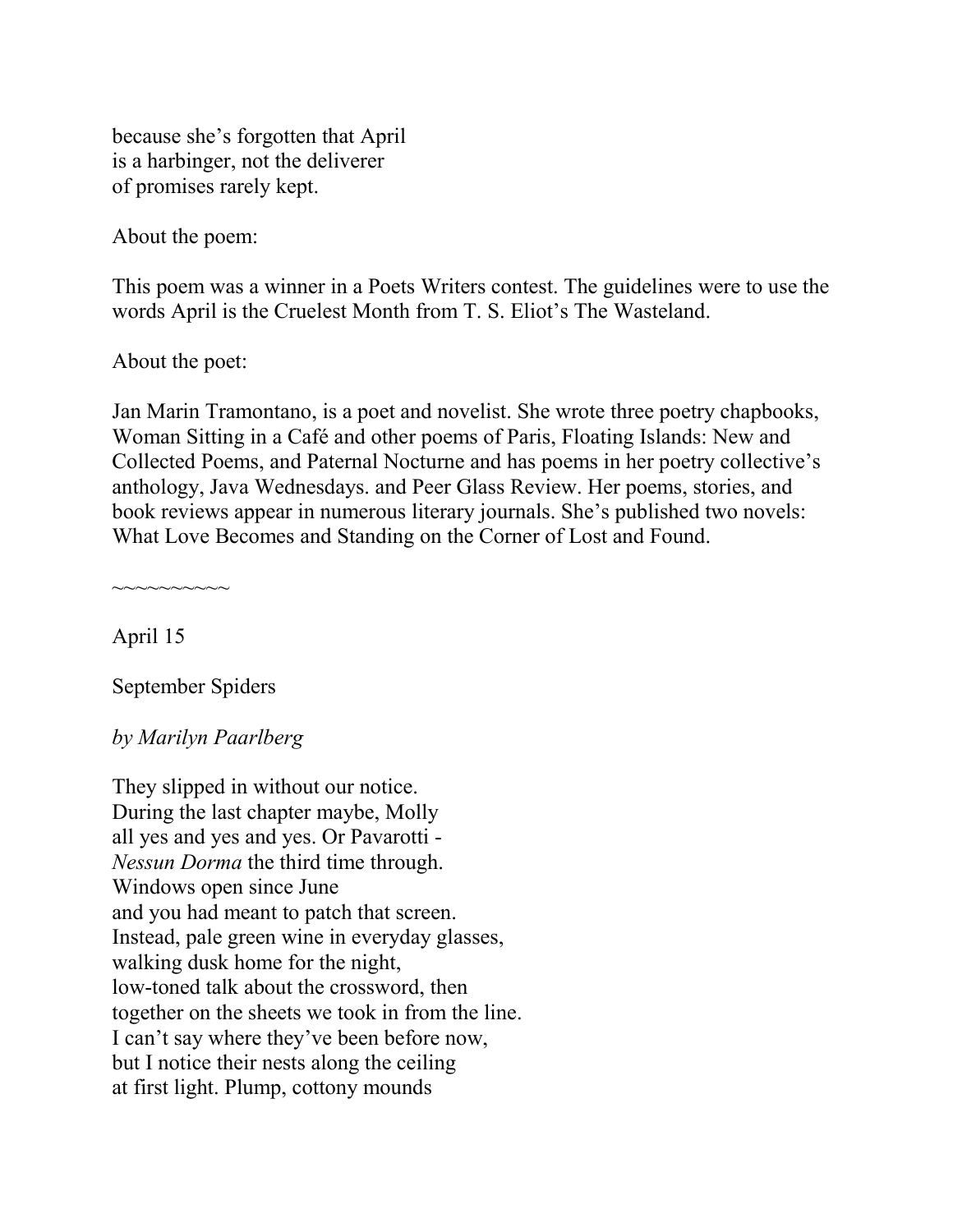because she's forgotten that April
is a harbinger, not the deliverer
of promises rarely kept.

About the poem:

This poem was a winner in a Poets Writers contest. The guidelines were to use the words April is the Cruelest Month from T. S. Eliot's The Wasteland.

About the poet:

Jan Marin Tramontano, is a poet and novelist. She wrote three poetry chapbooks, Woman Sitting in a Café and other poems of Paris, Floating Islands: New and Collected Poems, and Paternal Nocturne and has poems in her poetry collective's anthology, Java Wednesdays. and Peer Glass Review. Her poems, stories, and book reviews appear in numerous literary journals. She's published two novels: What Love Becomes and Standing on the Corner of Lost and Found.

~~~~~~~~~~

April 15

September Spiders

*by Marilyn Paarlberg*

They slipped in without our notice.
During the last chapter maybe, Molly
all yes and yes and yes. Or Pavarotti -
*Nessun Dorma* the third time through.
Windows open since June
and you had meant to patch that screen.
Instead, pale green wine in everyday glasses,
walking dusk home for the night,
low-toned talk about the crossword, then
together on the sheets we took in from the line.
I can't say where they've been before now,
but I notice their nests along the ceiling
at first light. Plump, cottony mounds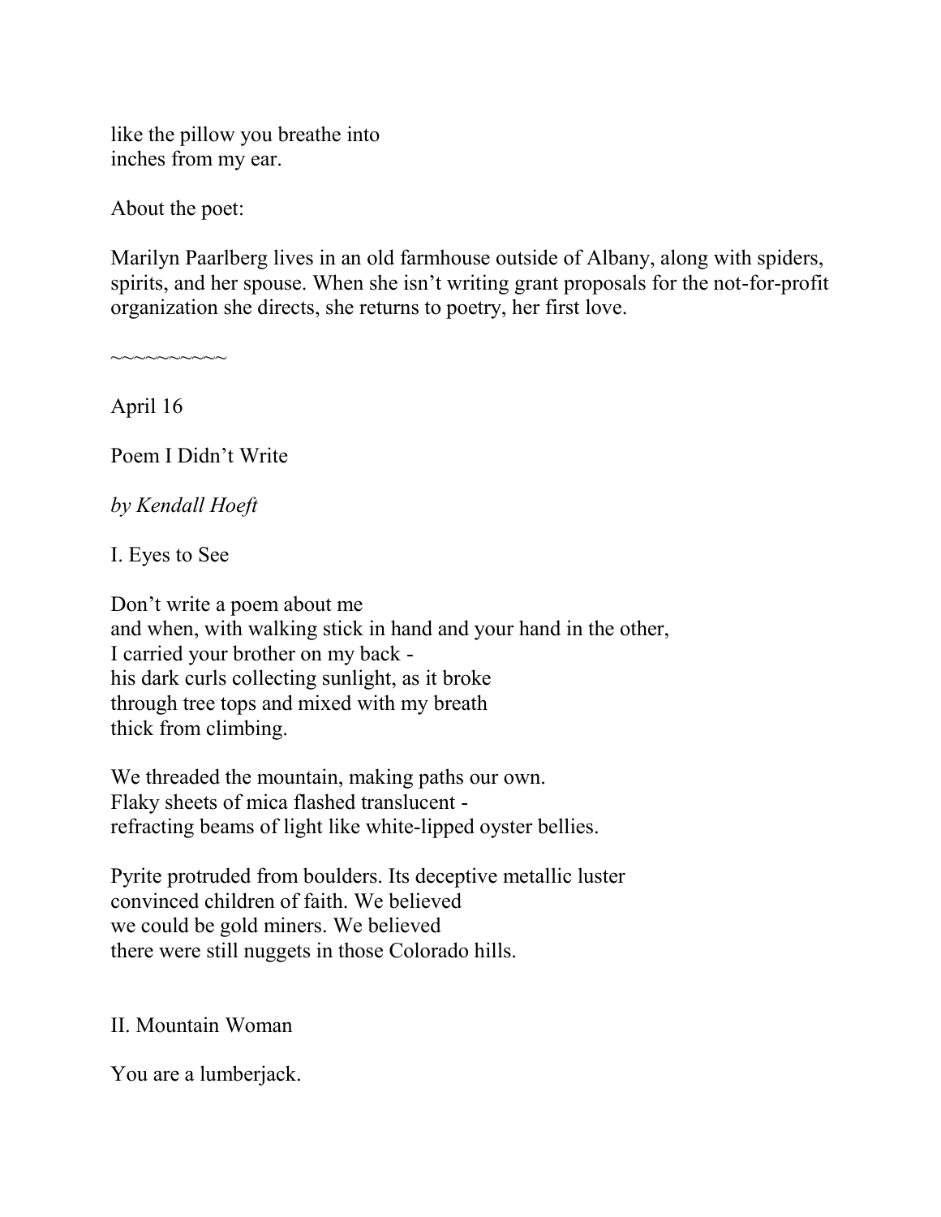like the pillow you breathe into
inches from my ear.

About the poet:

Marilyn Paarlberg lives in an old farmhouse outside of Albany, along with spiders, spirits, and her spouse. When she isn't writing grant proposals for the not-for-profit organization she directs, she returns to poetry, her first love.

~~~~~~~~~~

April 16

Poem I Didn't Write

*by Kendall Hoeft*

I. Eyes to See

Don't write a poem about me
and when, with walking stick in hand and your hand in the other,
I carried your brother on my back -
his dark curls collecting sunlight, as it broke
through tree tops and mixed with my breath
thick from climbing.

We threaded the mountain, making paths our own.
Flaky sheets of mica flashed translucent -
refracting beams of light like white-lipped oyster bellies.

Pyrite protruded from boulders. Its deceptive metallic luster
convinced children of faith. We believed
we could be gold miners. We believed
there were still nuggets in those Colorado hills.

II. Mountain Woman

You are a lumberjack.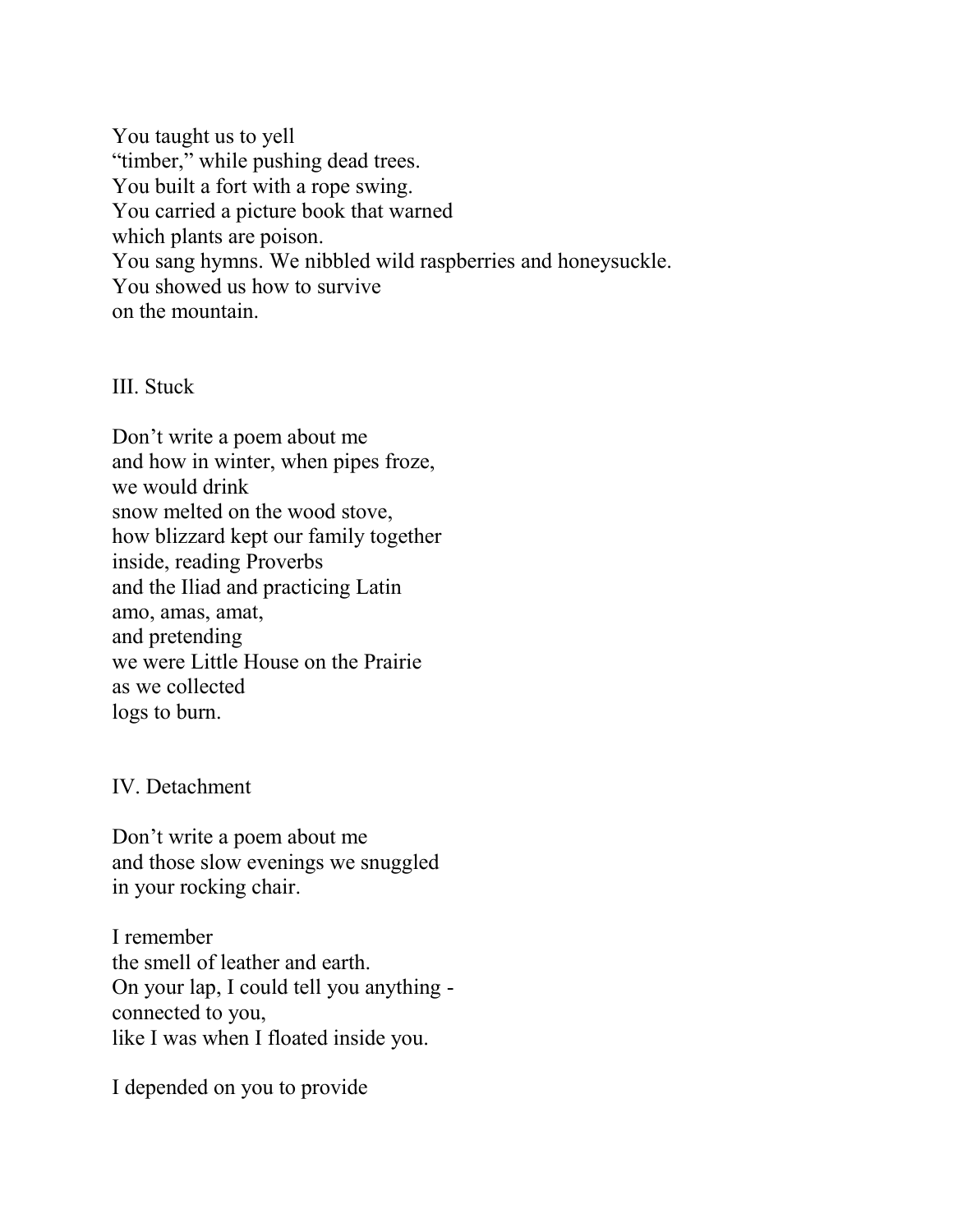You taught us to yell
"timber," while pushing dead trees.
You built a fort with a rope swing.
You carried a picture book that warned
which plants are poison.
You sang hymns. We nibbled wild raspberries and honeysuckle.
You showed us how to survive
on the mountain.

## III. Stuck

Don't write a poem about me
and how in winter, when pipes froze,
we would drink
snow melted on the wood stove,
how blizzard kept our family together
inside, reading Proverbs
and the Iliad and practicing Latin
amo, amas, amat,
and pretending
we were Little House on the Prairie
as we collected
logs to burn.

## IV. Detachment

Don't write a poem about me
and those slow evenings we snuggled
in your rocking chair.

I remember
the smell of leather and earth.
On your lap, I could tell you anything -
connected to you,
like I was when I floated inside you.

I depended on you to provide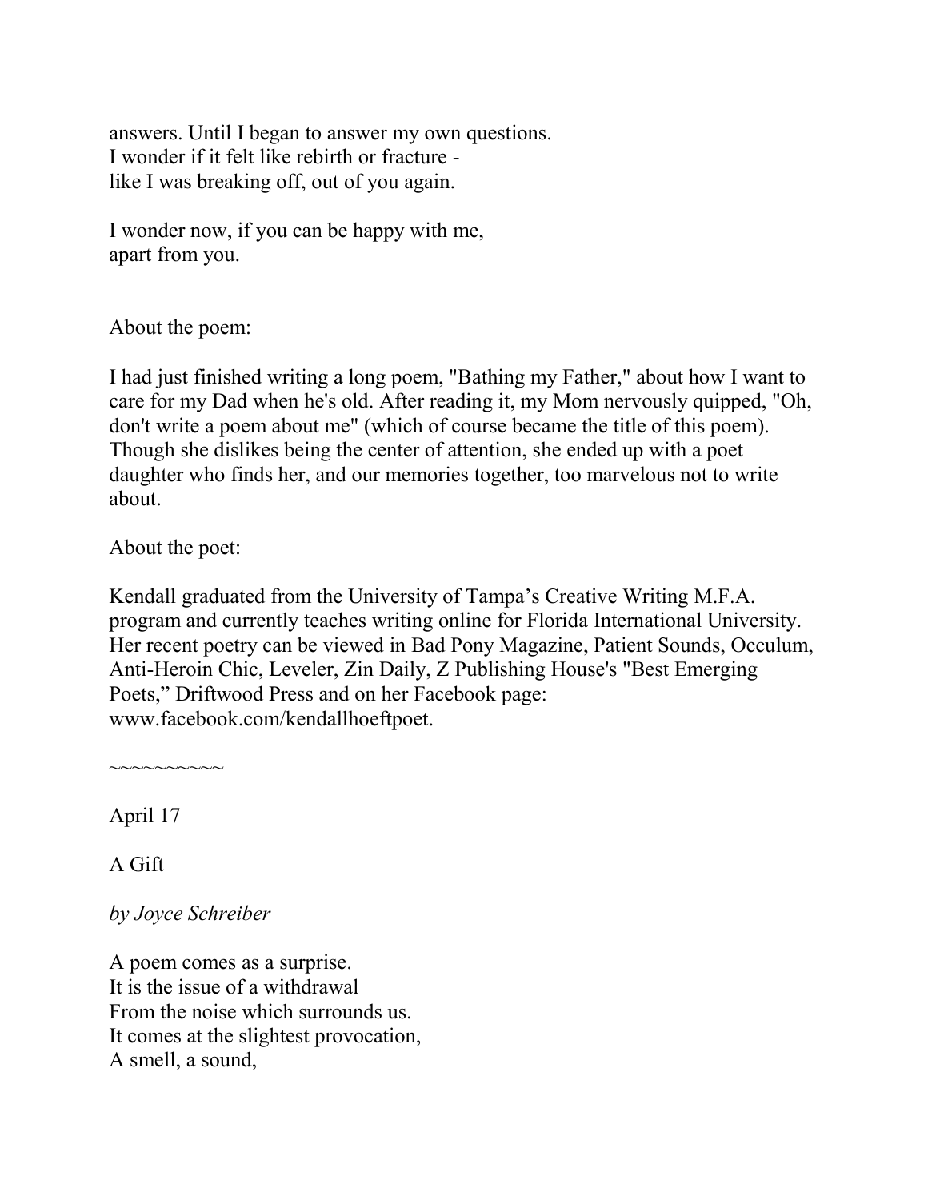answers. Until I began to answer my own questions.
I wonder if it felt like rebirth or fracture -
like I was breaking off, out of you again.

I wonder now, if you can be happy with me,
apart from you.

About the poem:

I had just finished writing a long poem, "Bathing my Father," about how I want to care for my Dad when he's old. After reading it, my Mom nervously quipped, "Oh, don't write a poem about me" (which of course became the title of this poem). Though she dislikes being the center of attention, she ended up with a poet daughter who finds her, and our memories together, too marvelous not to write about.

About the poet:

Kendall graduated from the University of Tampa's Creative Writing M.F.A. program and currently teaches writing online for Florida International University. Her recent poetry can be viewed in Bad Pony Magazine, Patient Sounds, Occulum, Anti-Heroin Chic, Leveler, Zin Daily, Z Publishing House's "Best Emerging Poets," Driftwood Press and on her Facebook page: www.facebook.com/kendallhoeftpoet.

~~~~~~~~~~

April 17

A Gift

*by Joyce Schreiber*

A poem comes as a surprise.
It is the issue of a withdrawal
From the noise which surrounds us.
It comes at the slightest provocation,
A smell, a sound,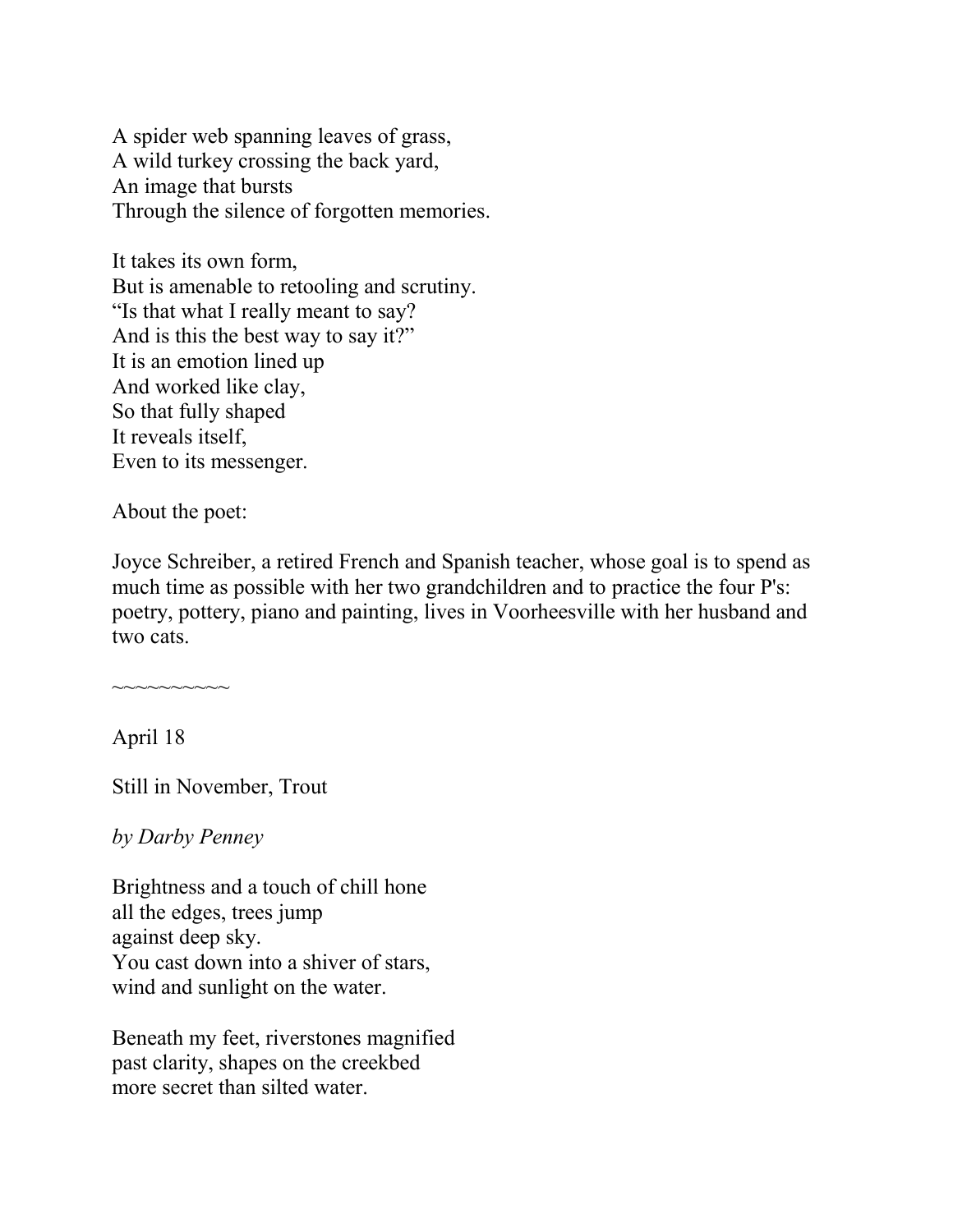A spider web spanning leaves of grass,  
A wild turkey crossing the back yard,  
An image that bursts  
Through the silence of forgotten memories.

It takes its own form,  
But is amenable to retooling and scrutiny.  
"Is that what I really meant to say?  
And is this the best way to say it?"  
It is an emotion lined up  
And worked like clay,  
So that fully shaped  
It reveals itself,  
Even to its messenger.

About the poet:

Joyce Schreiber, a retired French and Spanish teacher, whose goal is to spend as much time as possible with her two grandchildren and to practice the four P's: poetry, pottery, piano and painting, lives in Voorheesville with her husband and two cats.

~~~~~~~~~~

April 18

Still in November, Trout

*by Darby Penney*

Brightness and a touch of chill hone  
all the edges, trees jump  
against deep sky.  
You cast down into a shiver of stars,  
wind and sunlight on the water.

Beneath my feet, riverstones magnified  
past clarity, shapes on the creekbed  
more secret than silted water.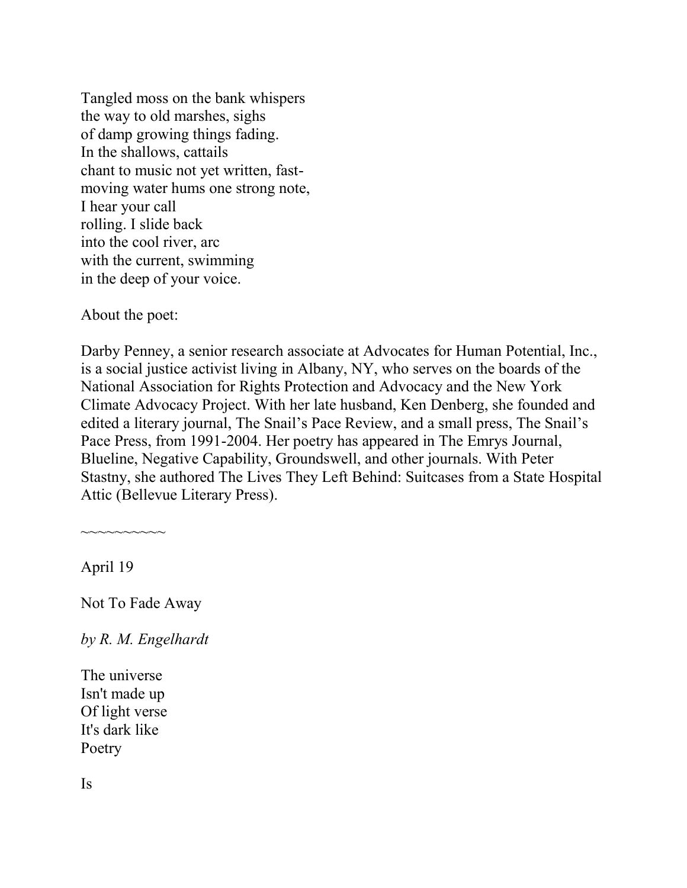Tangled moss on the bank whispers
the way to old marshes, sighs
of damp growing things fading.
In the shallows, cattails
chant to music not yet written, fast-
moving water hums one strong note,
I hear your call
rolling. I slide back
into the cool river, arc
with the current, swimming
in the deep of your voice.

About the poet:

Darby Penney, a senior research associate at Advocates for Human Potential, Inc., is a social justice activist living in Albany, NY, who serves on the boards of the National Association for Rights Protection and Advocacy and the New York Climate Advocacy Project. With her late husband, Ken Denberg, she founded and edited a literary journal, The Snail's Pace Review, and a small press, The Snail's Pace Press, from 1991-2004. Her poetry has appeared in The Emrys Journal, Blueline, Negative Capability, Groundswell, and other journals. With Peter Stastny, she authored The Lives They Left Behind: Suitcases from a State Hospital Attic (Bellevue Literary Press).

~~~~~~~~~~

April 19

Not To Fade Away

*by R. M. Engelhardt*

The universe
Isn't made up
Of light verse
It's dark like
Poetry

Is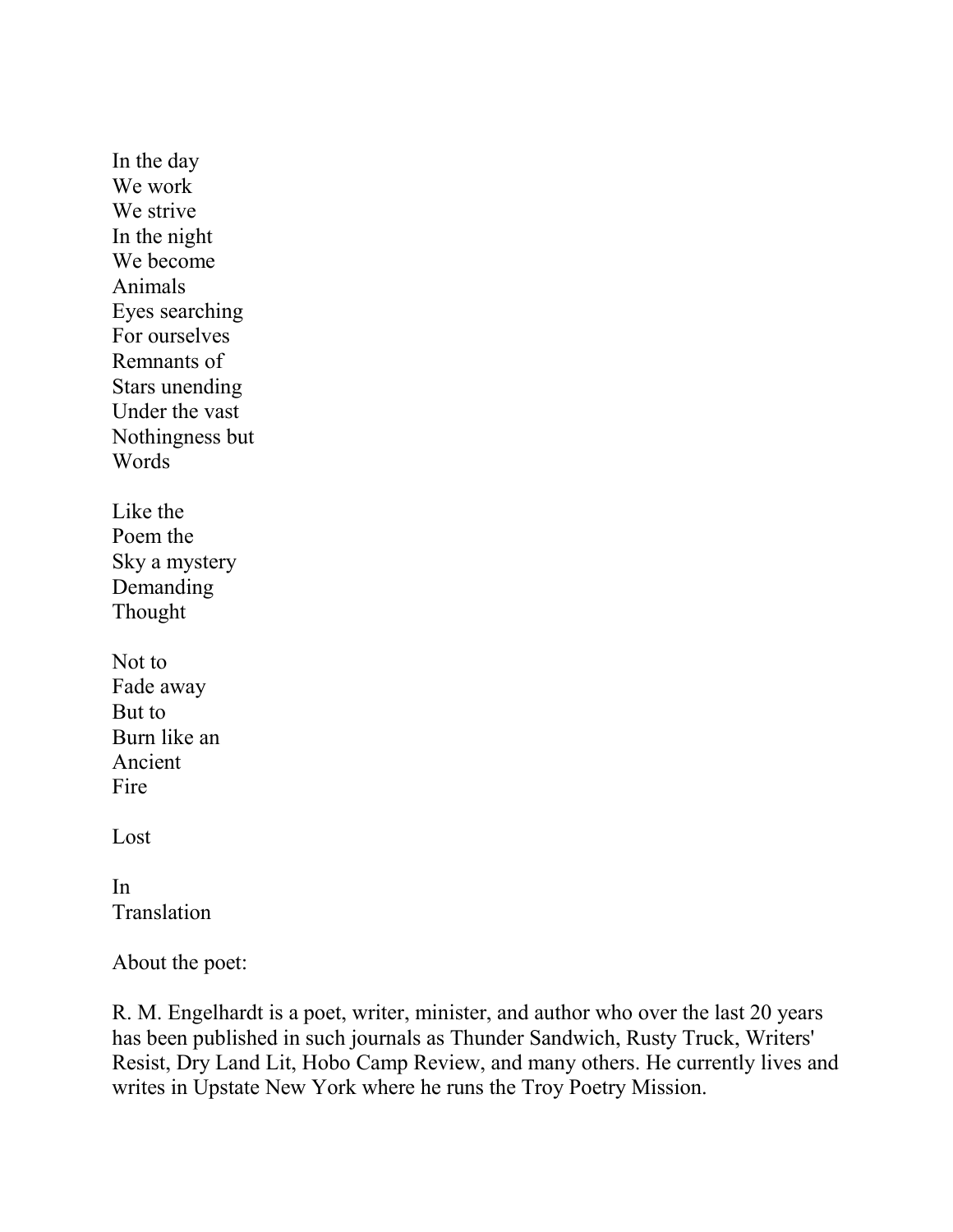In the day  
We work  
We strive  
In the night  
We become  
Animals  
Eyes searching  
For ourselves  
Remnants of  
Stars unending  
Under the vast  
Nothingness but  
Words

Like the  
Poem the  
Sky a mystery  
Demanding  
Thought

Not to  
Fade away  
But to  
Burn like an  
Ancient  
Fire

Lost

In  
Translation

About the poet:

R. M. Engelhardt is a poet, writer, minister, and author who over the last 20 years has been published in such journals as Thunder Sandwich, Rusty Truck, Writers' Resist, Dry Land Lit, Hobo Camp Review, and many others. He currently lives and writes in Upstate New York where he runs the Troy Poetry Mission.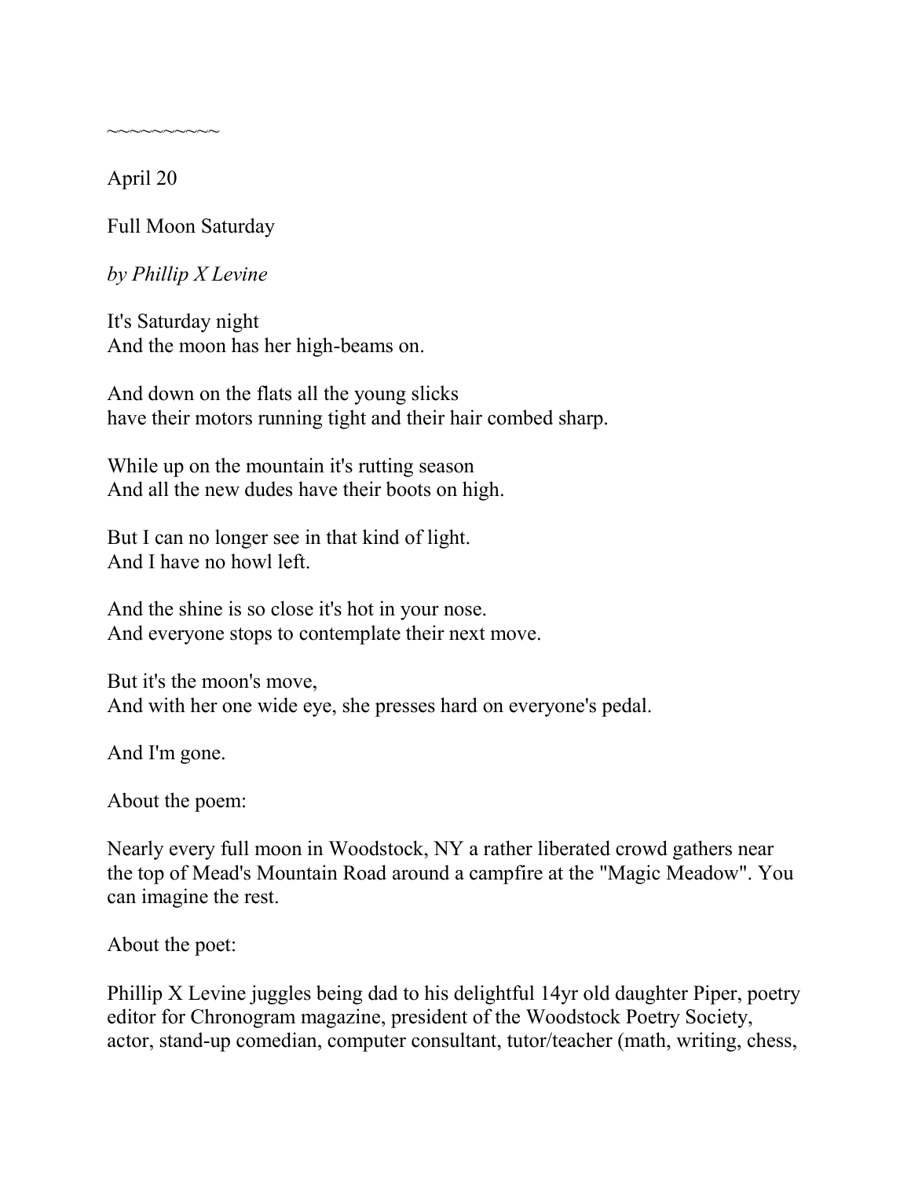~~~~~~~~~~~

April 20

Full Moon Saturday

*by Phillip X Levine*

It's Saturday night  
And the moon has her high-beams on.

And down on the flats all the young slicks  
have their motors running tight and their hair combed sharp.

While up on the mountain it's rutting season  
And all the new dudes have their boots on high.

But I can no longer see in that kind of light.  
And I have no howl left.

And the shine is so close it's hot in your nose.  
And everyone stops to contemplate their next move.

But it's the moon's move,  
And with her one wide eye, she presses hard on everyone's pedal.

And I'm gone.

About the poem:

Nearly every full moon in Woodstock, NY a rather liberated crowd gathers near the top of Mead's Mountain Road around a campfire at the "Magic Meadow". You can imagine the rest.

About the poet:

Phillip X Levine juggles being dad to his delightful 14yr old daughter Piper, poetry editor for Chronogram magazine, president of the Woodstock Poetry Society, actor, stand-up comedian, computer consultant, tutor/teacher (math, writing, chess,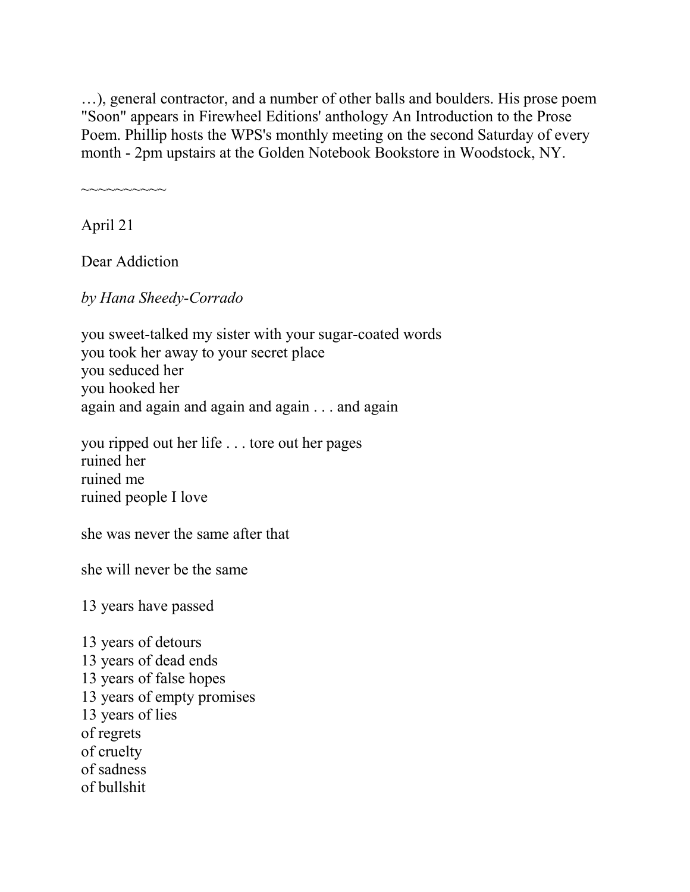…), general contractor, and a number of other balls and boulders. His prose poem "Soon" appears in Firewheel Editions' anthology An Introduction to the Prose Poem. Phillip hosts the WPS's monthly meeting on the second Saturday of every month - 2pm upstairs at the Golden Notebook Bookstore in Woodstock, NY.

~~~~~~~~~~

April 21

Dear Addiction

*by Hana Sheedy-Corrado*

you sweet-talked my sister with your sugar-coated words  
you took her away to your secret place  
you seduced her  
you hooked her  
again and again and again and again . . . and again

you ripped out her life . . . tore out her pages  
ruined her  
ruined me  
ruined people I love

she was never the same after that

she will never be the same

13 years have passed

13 years of detours  
13 years of dead ends  
13 years of false hopes  
13 years of empty promises  
13 years of lies  
of regrets  
of cruelty  
of sadness  
of bullshit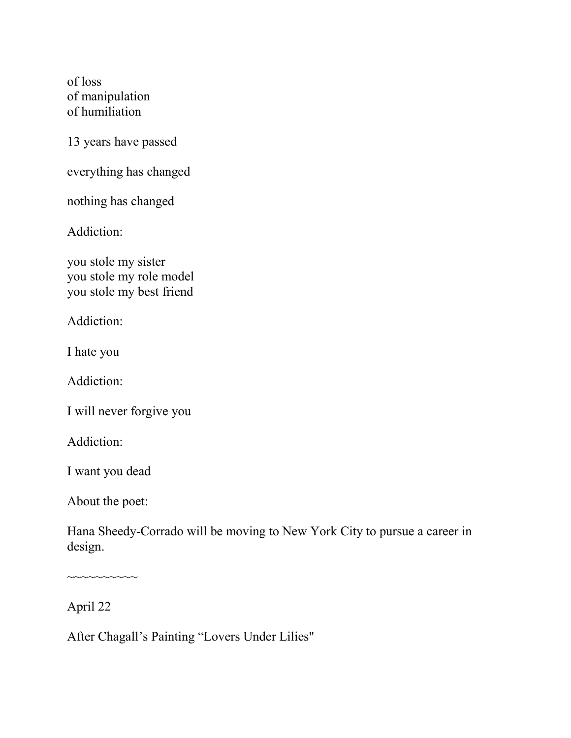of loss
of manipulation
of humiliation

13 years have passed

everything has changed

nothing has changed

Addiction:

you stole my sister
you stole my role model
you stole my best friend

Addiction:

I hate you

Addiction:

I will never forgive you

Addiction:

I want you dead

About the poet:

Hana Sheedy-Corrado will be moving to New York City to pursue a career in design.

~~~~~~~~~~

April 22

After Chagall's Painting "Lovers Under Lilies"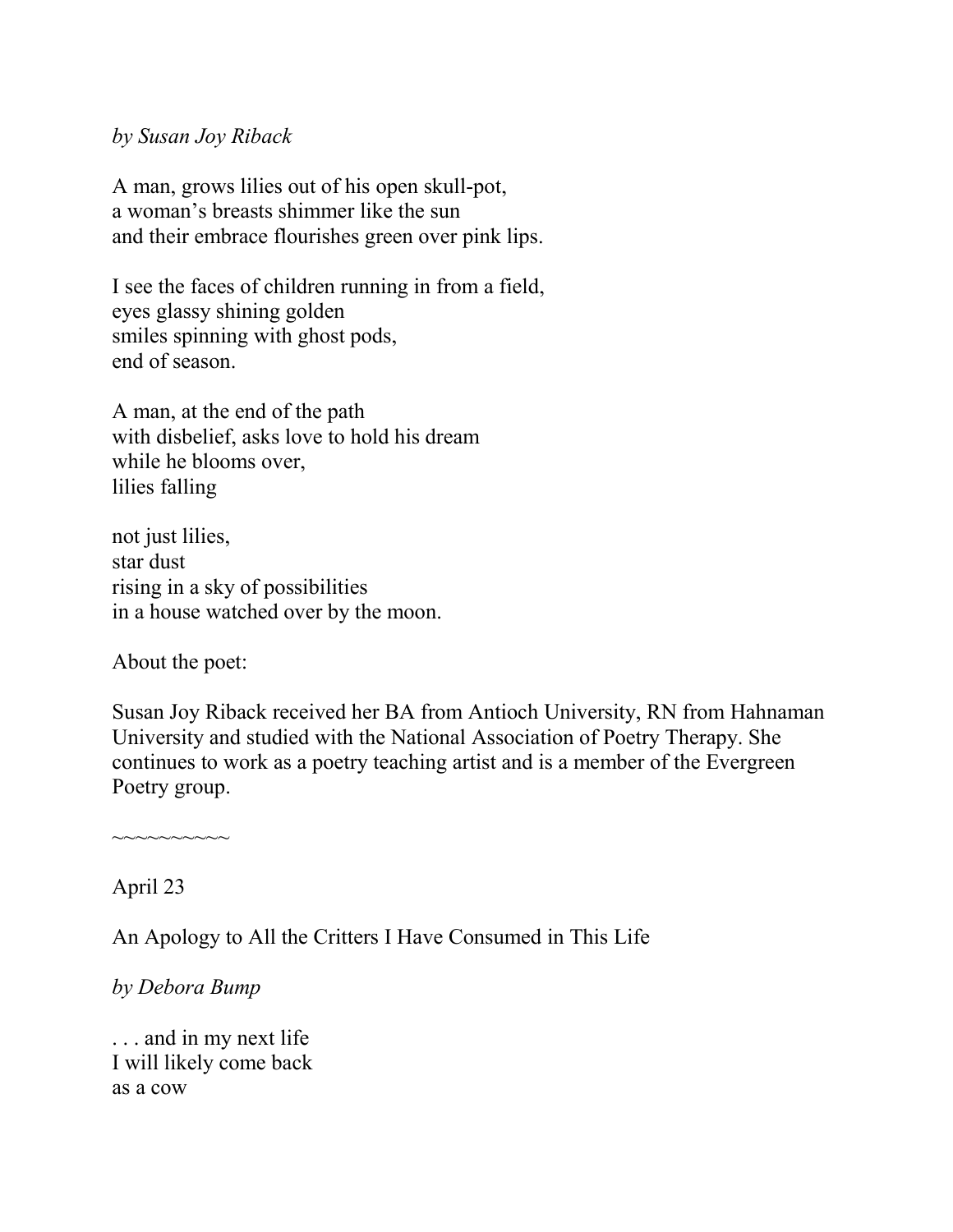*by Susan Joy Riback*

A man, grows lilies out of his open skull-pot,
a woman's breasts shimmer like the sun
and their embrace flourishes green over pink lips.

I see the faces of children running in from a field,
eyes glassy shining golden
smiles spinning with ghost pods,
end of season.

A man, at the end of the path
with disbelief, asks love to hold his dream
while he blooms over,
lilies falling

not just lilies,
star dust
rising in a sky of possibilities
in a house watched over by the moon.

About the poet:

Susan Joy Riback received her BA from Antioch University, RN from Hahnaman University and studied with the National Association of Poetry Therapy. She continues to work as a poetry teaching artist and is a member of the Evergreen Poetry group.

~~~~~~~~~~

April 23

An Apology to All the Critters I Have Consumed in This Life

*by Debora Bump*

. . . and in my next life
I will likely come back
as a cow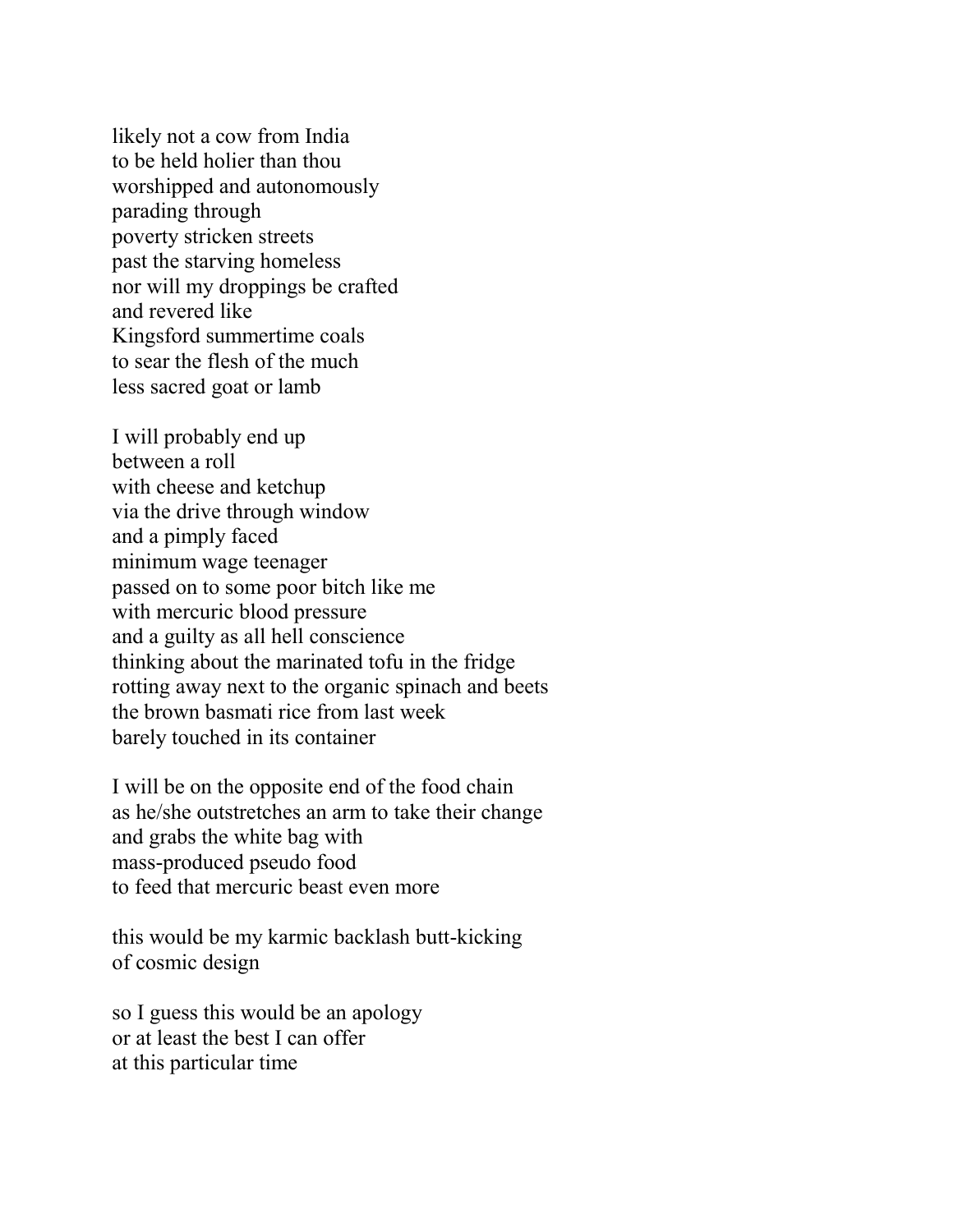likely not a cow from India  
to be held holier than thou  
worshipped and autonomously  
parading through  
poverty stricken streets  
past the starving homeless  
nor will my droppings be crafted  
and revered like  
Kingsford summertime coals  
to sear the flesh of the much  
less sacred goat or lamb

I will probably end up  
between a roll  
with cheese and ketchup  
via the drive through window  
and a pimply faced  
minimum wage teenager  
passed on to some poor bitch like me  
with mercuric blood pressure  
and a guilty as all hell conscience  
thinking about the marinated tofu in the fridge  
rotting away next to the organic spinach and beets  
the brown basmati rice from last week  
barely touched in its container

I will be on the opposite end of the food chain  
as he/she outstretches an arm to take their change  
and grabs the white bag with  
mass-produced pseudo food  
to feed that mercuric beast even more

this would be my karmic backlash butt-kicking  
of cosmic design

so I guess this would be an apology  
or at least the best I can offer  
at this particular time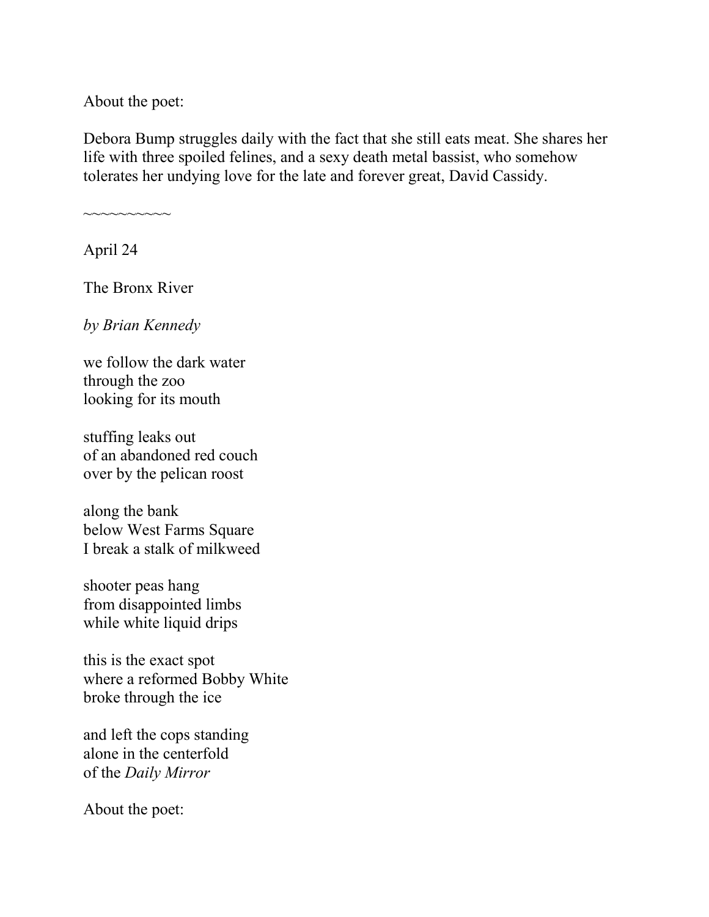About the poet:

Debora Bump struggles daily with the fact that she still eats meat. She shares her life with three spoiled felines, and a sexy death metal bassist, who somehow tolerates her undying love for the late and forever great, David Cassidy.

~~~~~~~~~~

April 24

The Bronx River

*by Brian Kennedy*

we follow the dark water  
through the zoo  
looking for its mouth

stuffing leaks out  
of an abandoned red couch  
over by the pelican roost

along the bank  
below West Farms Square  
I break a stalk of milkweed

shooter peas hang  
from disappointed limbs  
while white liquid drips

this is the exact spot  
where a reformed Bobby White  
broke through the ice

and left the cops standing  
alone in the centerfold  
of the *Daily Mirror*

About the poet: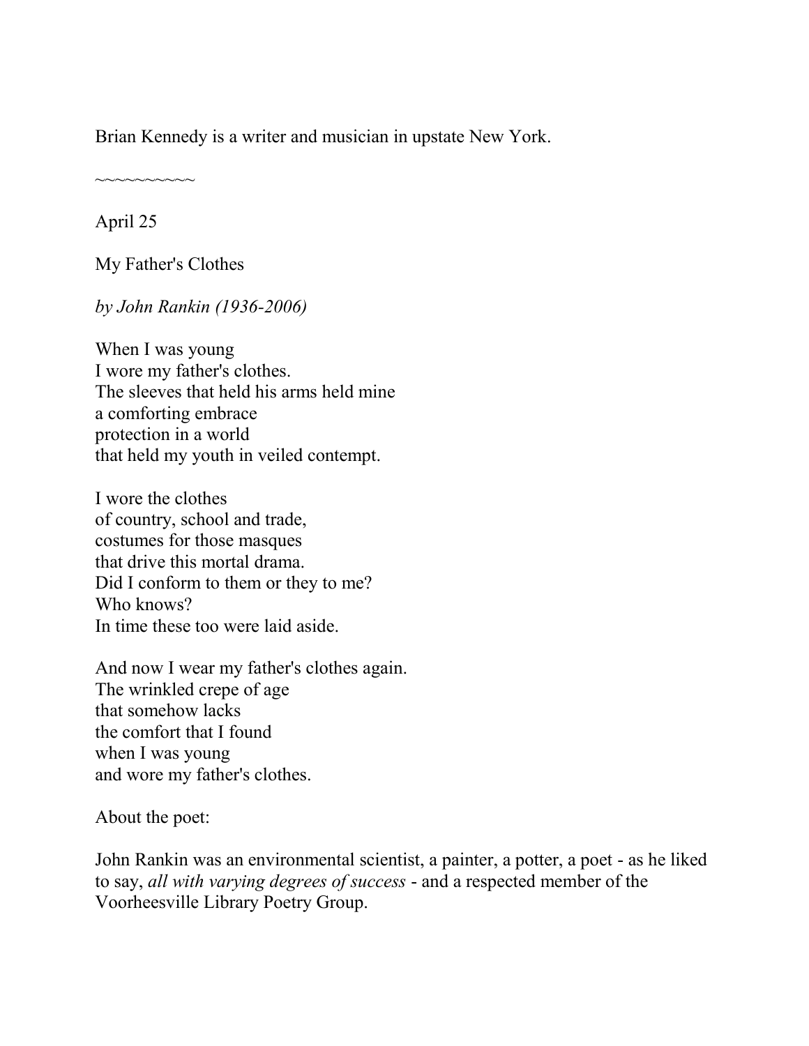Brian Kennedy is a writer and musician in upstate New York.

~~~~~~~~~~

April 25

My Father's Clothes

*by John Rankin (1936-2006)*

When I was young  
I wore my father's clothes.  
The sleeves that held his arms held mine  
a comforting embrace  
protection in a world  
that held my youth in veiled contempt.

I wore the clothes  
of country, school and trade,  
costumes for those masques  
that drive this mortal drama.  
Did I conform to them or they to me?  
Who knows?  
In time these too were laid aside.

And now I wear my father's clothes again.  
The wrinkled crepe of age  
that somehow lacks  
the comfort that I found  
when I was young  
and wore my father's clothes.

About the poet:

John Rankin was an environmental scientist, a painter, a potter, a poet - as he liked to say, *all with varying degrees of success* - and a respected member of the Voorheesville Library Poetry Group.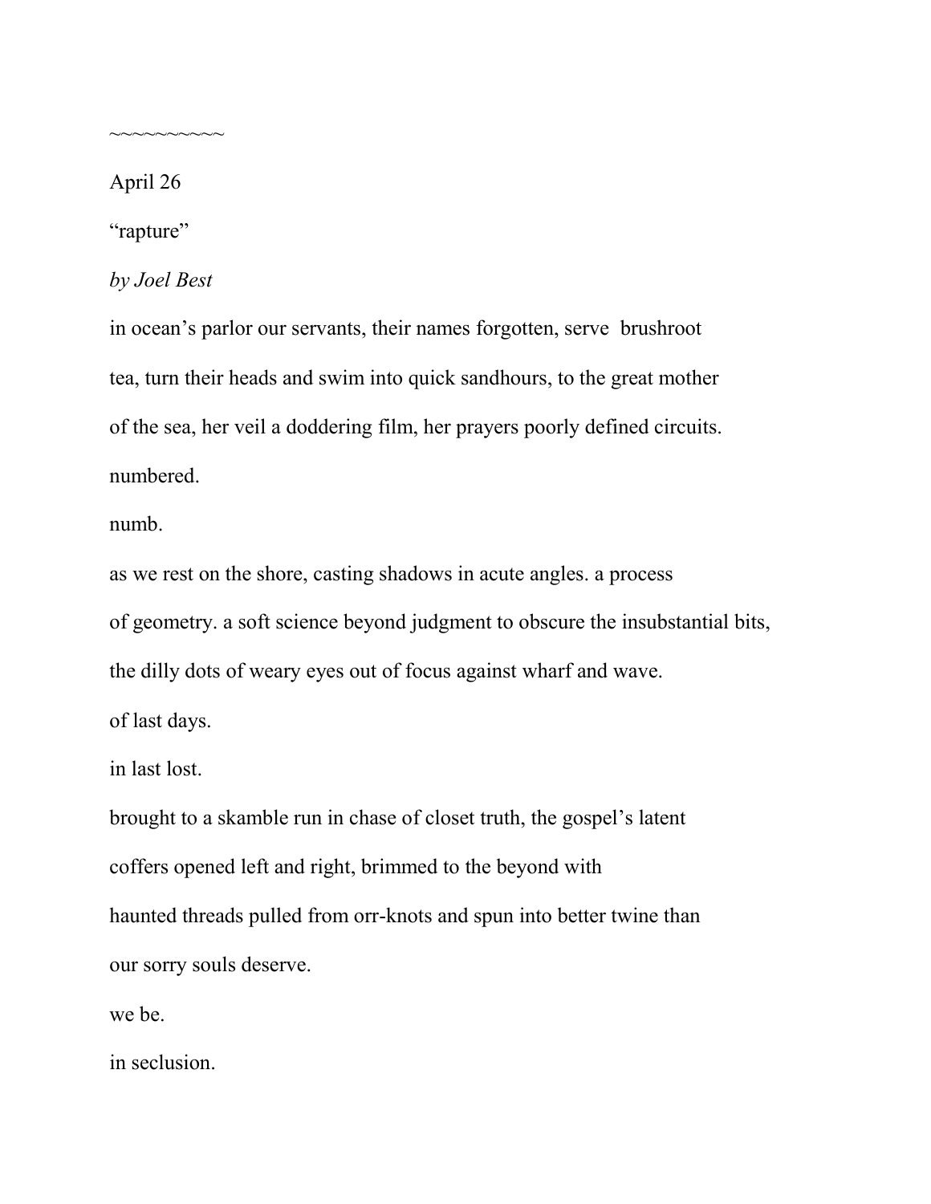~~~~~~~~~~~

April 26

“rapture”

*by Joel Best*

in ocean’s parlor our servants, their names forgotten, serve brushroot

tea, turn their heads and swim into quick sandhours, to the great mother

of the sea, her veil a doddering film, her prayers poorly defined circuits.

numbered.

numb.

as we rest on the shore, casting shadows in acute angles. a process

of geometry. a soft science beyond judgment to obscure the insubstantial bits,

the dilly dots of weary eyes out of focus against wharf and wave.

of last days.

in last lost.

brought to a skamble run in chase of closet truth, the gospel’s latent

coffers opened left and right, brimmed to the beyond with

haunted threads pulled from orr-knots and spun into better twine than

our sorry souls deserve.

we be.

in seclusion.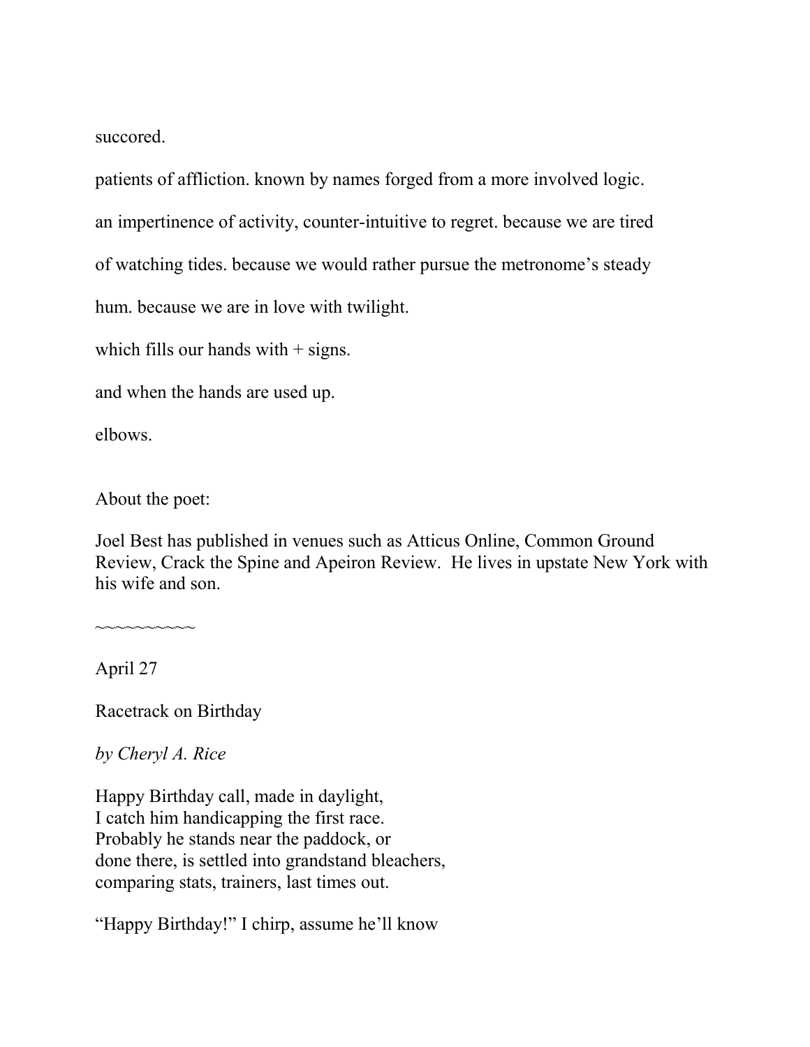succored.

patients of affliction. known by names forged from a more involved logic.

an impertinence of activity, counter-intuitive to regret. because we are tired

of watching tides. because we would rather pursue the metronome's steady

hum. because we are in love with twilight.

which fills our hands with + signs.

and when the hands are used up.

elbows.

About the poet:

Joel Best has published in venues such as Atticus Online, Common Ground Review, Crack the Spine and Apeiron Review. He lives in upstate New York with his wife and son.

~~~~~~~~~~

April 27

Racetrack on Birthday

*by Cheryl A. Rice*

Happy Birthday call, made in daylight,  
I catch him handicapping the first race.  
Probably he stands near the paddock, or  
done there, is settled into grandstand bleachers,  
comparing stats, trainers, last times out.

"Happy Birthday!" I chirp, assume he'll know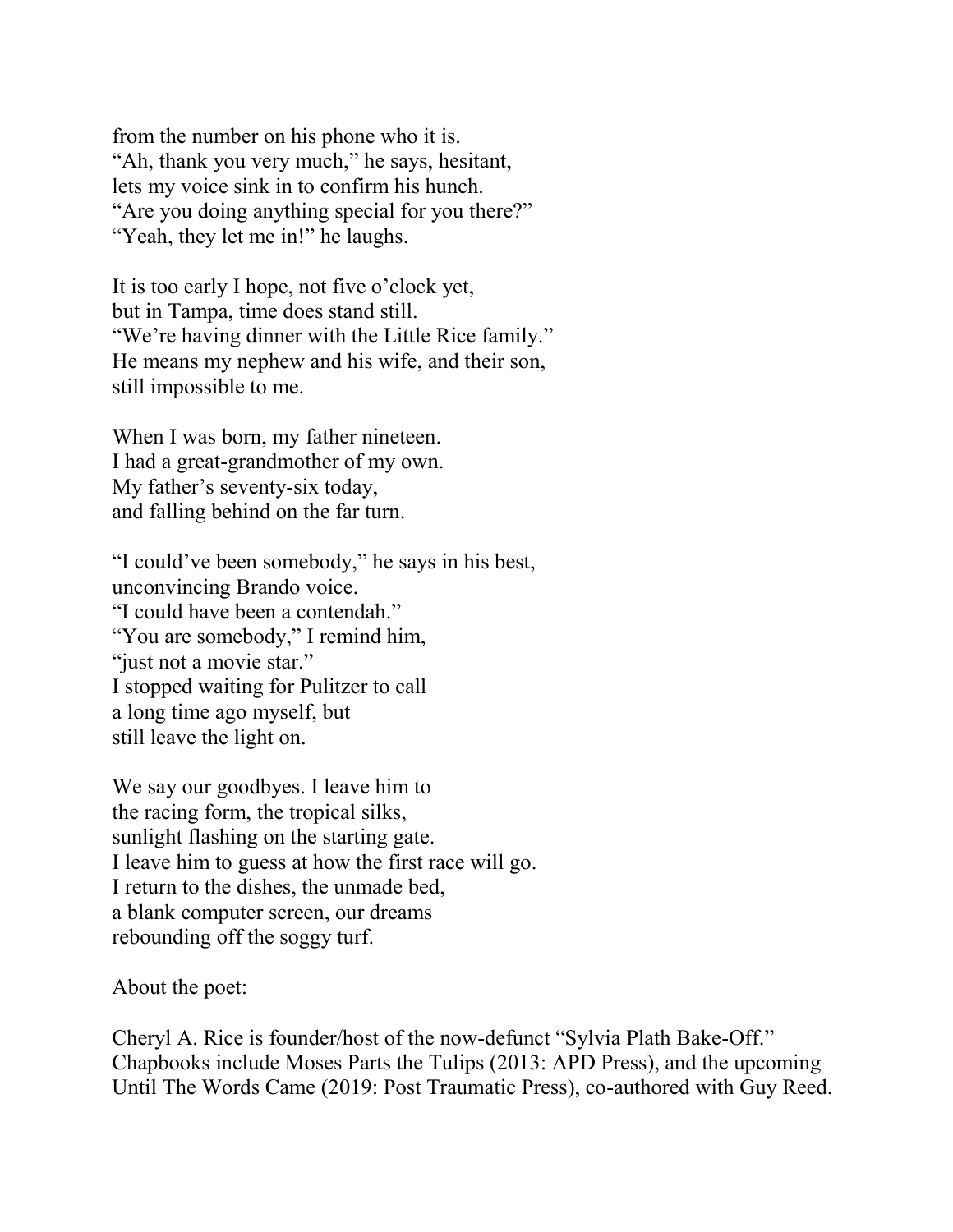from the number on his phone who it is.
"Ah, thank you very much," he says, hesitant,
lets my voice sink in to confirm his hunch.
"Are you doing anything special for you there?"
"Yeah, they let me in!" he laughs.

It is too early I hope, not five o'clock yet,
but in Tampa, time does stand still.
"We're having dinner with the Little Rice family."
He means my nephew and his wife, and their son,
still impossible to me.

When I was born, my father nineteen.
I had a great-grandmother of my own.
My father's seventy-six today,
and falling behind on the far turn.

"I could've been somebody," he says in his best,
unconvincing Brando voice.
"I could have been a contendah."
"You are somebody," I remind him,
"just not a movie star."
I stopped waiting for Pulitzer to call
a long time ago myself, but
still leave the light on.

We say our goodbyes. I leave him to
the racing form, the tropical silks,
sunlight flashing on the starting gate.
I leave him to guess at how the first race will go.
I return to the dishes, the unmade bed,
a blank computer screen, our dreams
rebounding off the soggy turf.

About the poet:

Cheryl A. Rice is founder/host of the now-defunct "Sylvia Plath Bake-Off." Chapbooks include Moses Parts the Tulips (2013: APD Press), and the upcoming Until The Words Came (2019: Post Traumatic Press), co-authored with Guy Reed.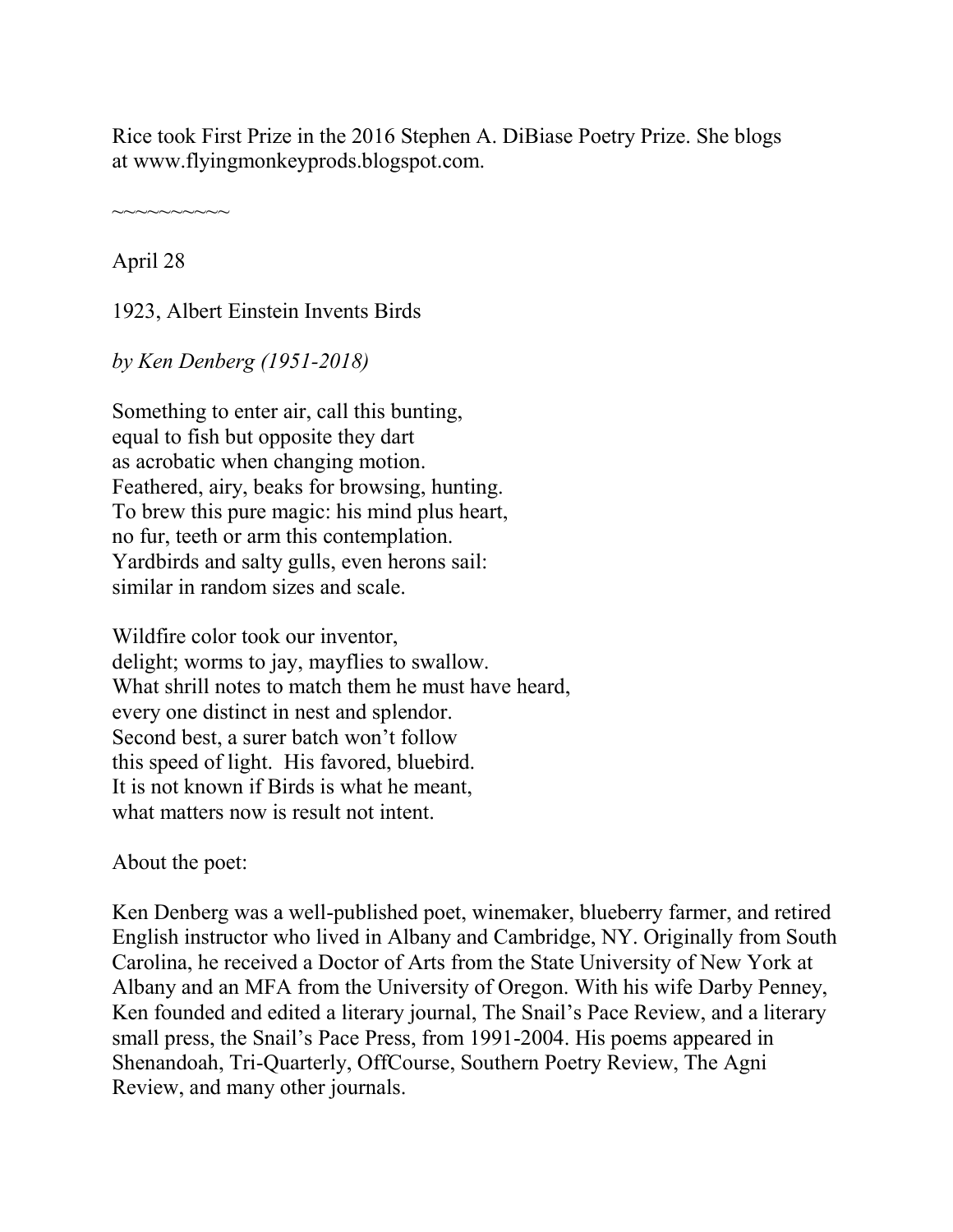Rice took First Prize in the 2016 Stephen A. DiBiase Poetry Prize. She blogs at www.flyingmonkeyprods.blogspot.com.

~~~~~~~~~~

April 28

1923, Albert Einstein Invents Birds

*by Ken Denberg (1951-2018)*

Something to enter air, call this bunting,
equal to fish but opposite they dart
as acrobatic when changing motion.
Feathered, airy, beaks for browsing, hunting.
To brew this pure magic: his mind plus heart,
no fur, teeth or arm this contemplation.
Yardbirds and salty gulls, even herons sail:
similar in random sizes and scale.

Wildfire color took our inventor,
delight; worms to jay, mayflies to swallow.
What shrill notes to match them he must have heard,
every one distinct in nest and splendor.
Second best, a surer batch won't follow
this speed of light. His favored, bluebird.
It is not known if Birds is what he meant,
what matters now is result not intent.

About the poet:

Ken Denberg was a well-published poet, winemaker, blueberry farmer, and retired English instructor who lived in Albany and Cambridge, NY. Originally from South Carolina, he received a Doctor of Arts from the State University of New York at Albany and an MFA from the University of Oregon. With his wife Darby Penney, Ken founded and edited a literary journal, The Snail's Pace Review, and a literary small press, the Snail's Pace Press, from 1991-2004. His poems appeared in Shenandoah, Tri-Quarterly, OffCourse, Southern Poetry Review, The Agni Review, and many other journals.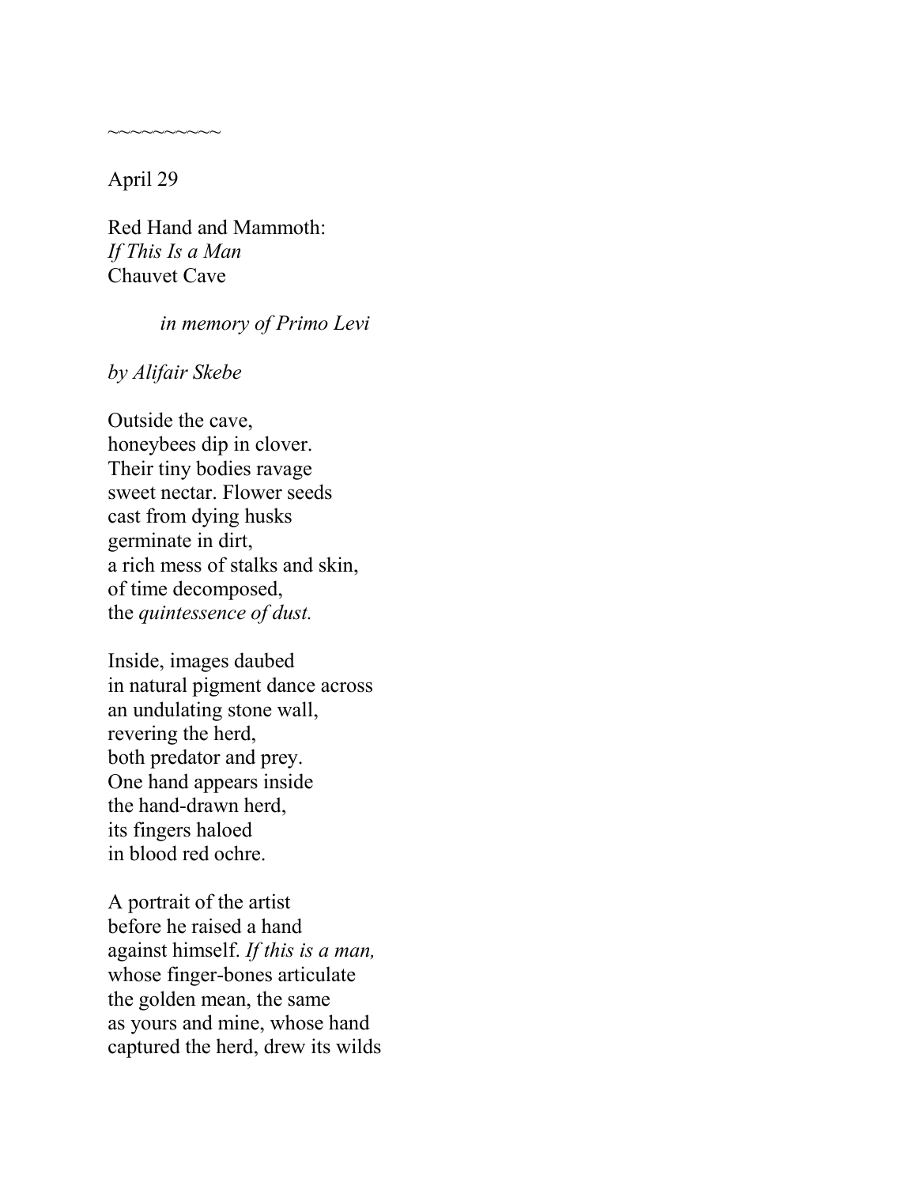~~~~~~~~~~

April 29

Red Hand and Mammoth:  
*If This Is a Man*  
Chauvet Cave

*in memory of Primo Levi*

*by Alifair Skebe*

Outside the cave,  
honeybees dip in clover.  
Their tiny bodies ravage  
sweet nectar. Flower seeds  
cast from dying husks  
germinate in dirt,  
a rich mess of stalks and skin,  
of time decomposed,  
the *quintessence of dust.*

Inside, images daubed  
in natural pigment dance across  
an undulating stone wall,  
revering the herd,  
both predator and prey.  
One hand appears inside  
the hand-drawn herd,  
its fingers haloed  
in blood red ochre.

A portrait of the artist  
before he raised a hand  
against himself. *If this is a man,*  
whose finger-bones articulate  
the golden mean, the same  
as yours and mine, whose hand  
captured the herd, drew its wilds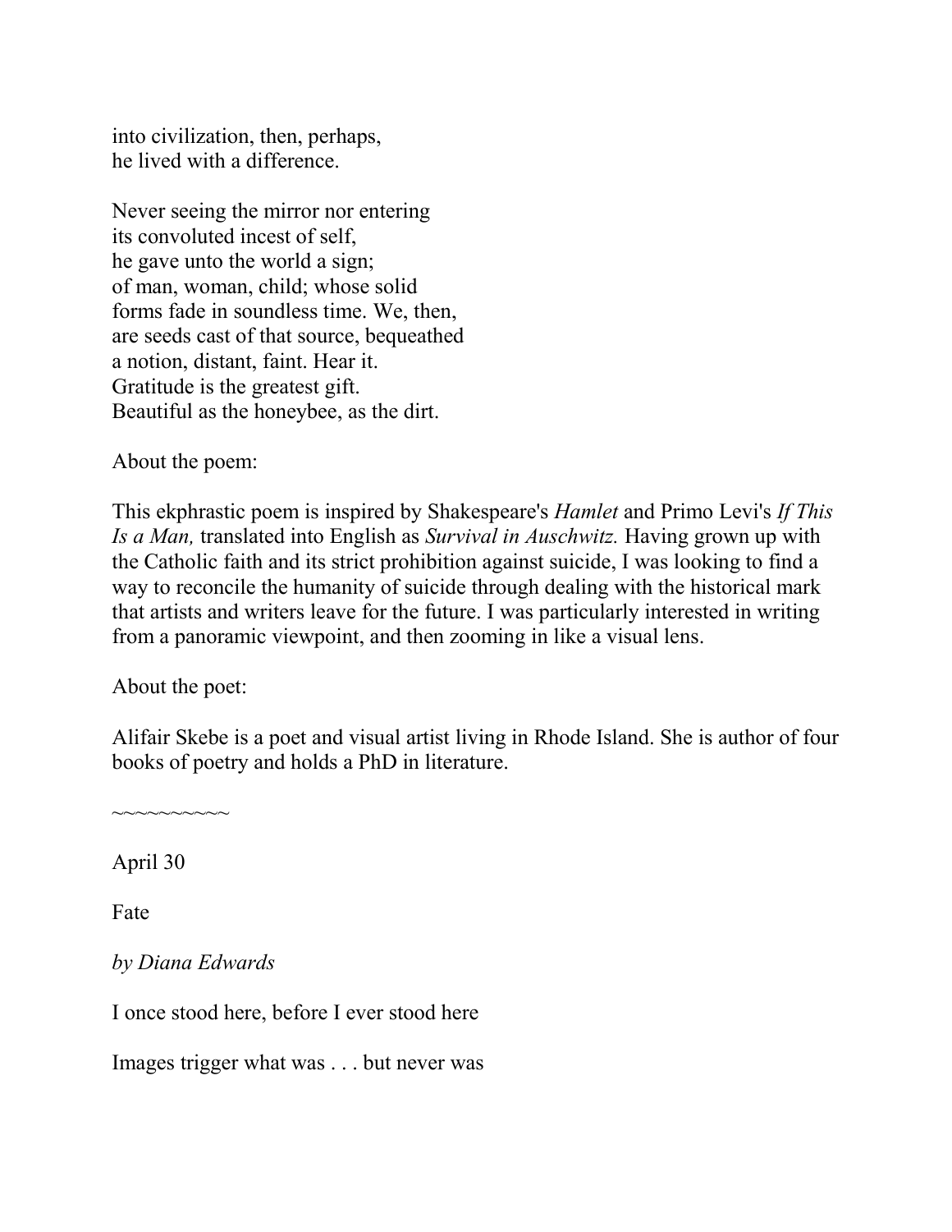into civilization, then, perhaps,  
he lived with a difference.

Never seeing the mirror nor entering  
its convoluted incest of self,  
he gave unto the world a sign;  
of man, woman, child; whose solid  
forms fade in soundless time. We, then,  
are seeds cast of that source, bequeathed  
a notion, distant, faint. Hear it.  
Gratitude is the greatest gift.  
Beautiful as the honeybee, as the dirt.

About the poem:

This ekphrastic poem is inspired by Shakespeare's *Hamlet* and Primo Levi's *If This Is a Man,* translated into English as *Survival in Auschwitz.* Having grown up with the Catholic faith and its strict prohibition against suicide, I was looking to find a way to reconcile the humanity of suicide through dealing with the historical mark that artists and writers leave for the future. I was particularly interested in writing from a panoramic viewpoint, and then zooming in like a visual lens.

About the poet:

Alifair Skebe is a poet and visual artist living in Rhode Island. She is author of four books of poetry and holds a PhD in literature.

~~~~~~~~~~

April 30

Fate

*by Diana Edwards*

I once stood here, before I ever stood here

Images trigger what was . . . but never was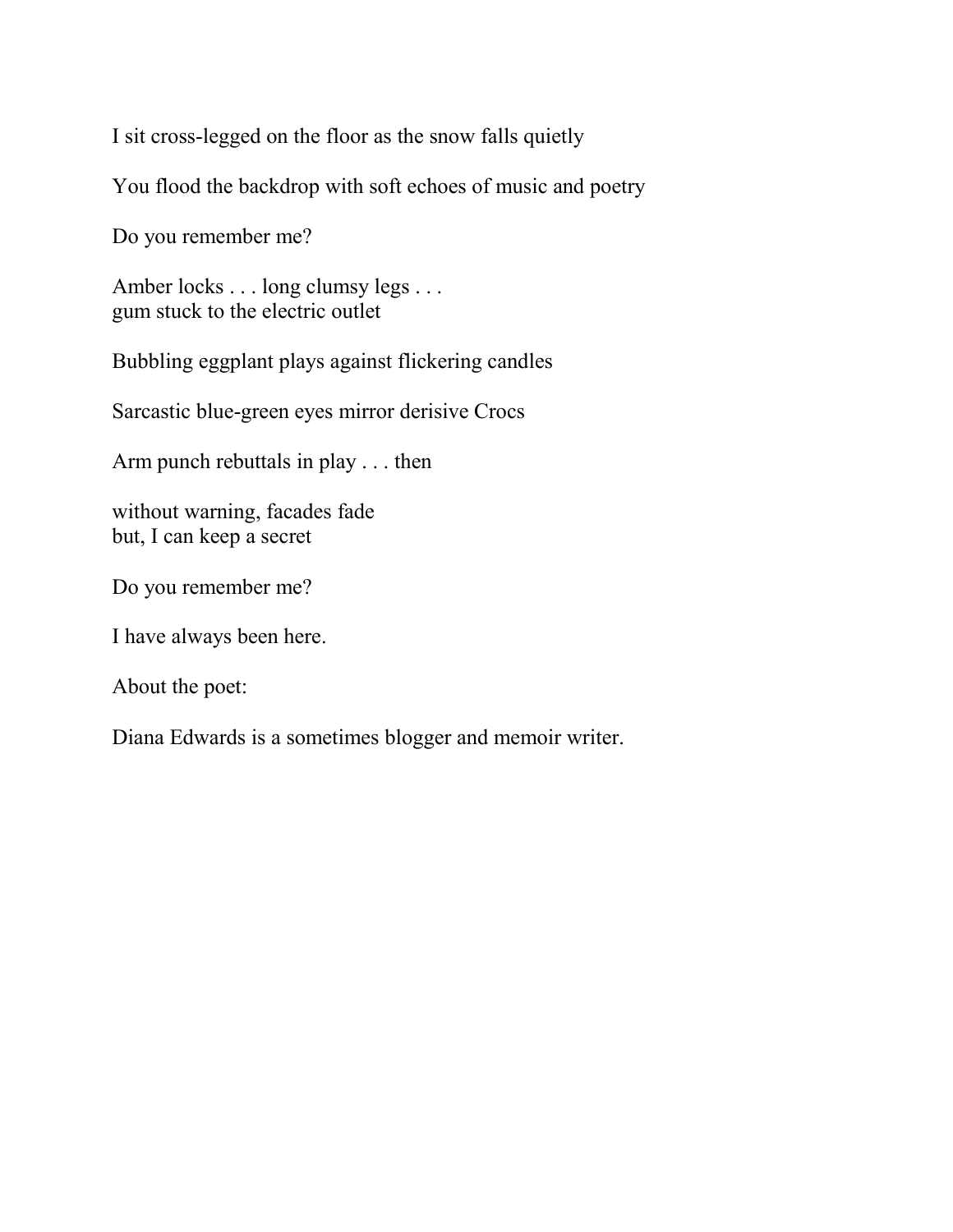I sit cross-legged on the floor as the snow falls quietly

You flood the backdrop with soft echoes of music and poetry

Do you remember me?

Amber locks . . . long clumsy legs . . .  
gum stuck to the electric outlet

Bubbling eggplant plays against flickering candles

Sarcastic blue-green eyes mirror derisive Crocs

Arm punch rebuttals in play . . . then

without warning, facades fade  
but, I can keep a secret

Do you remember me?

I have always been here.

About the poet:

Diana Edwards is a sometimes blogger and memoir writer.